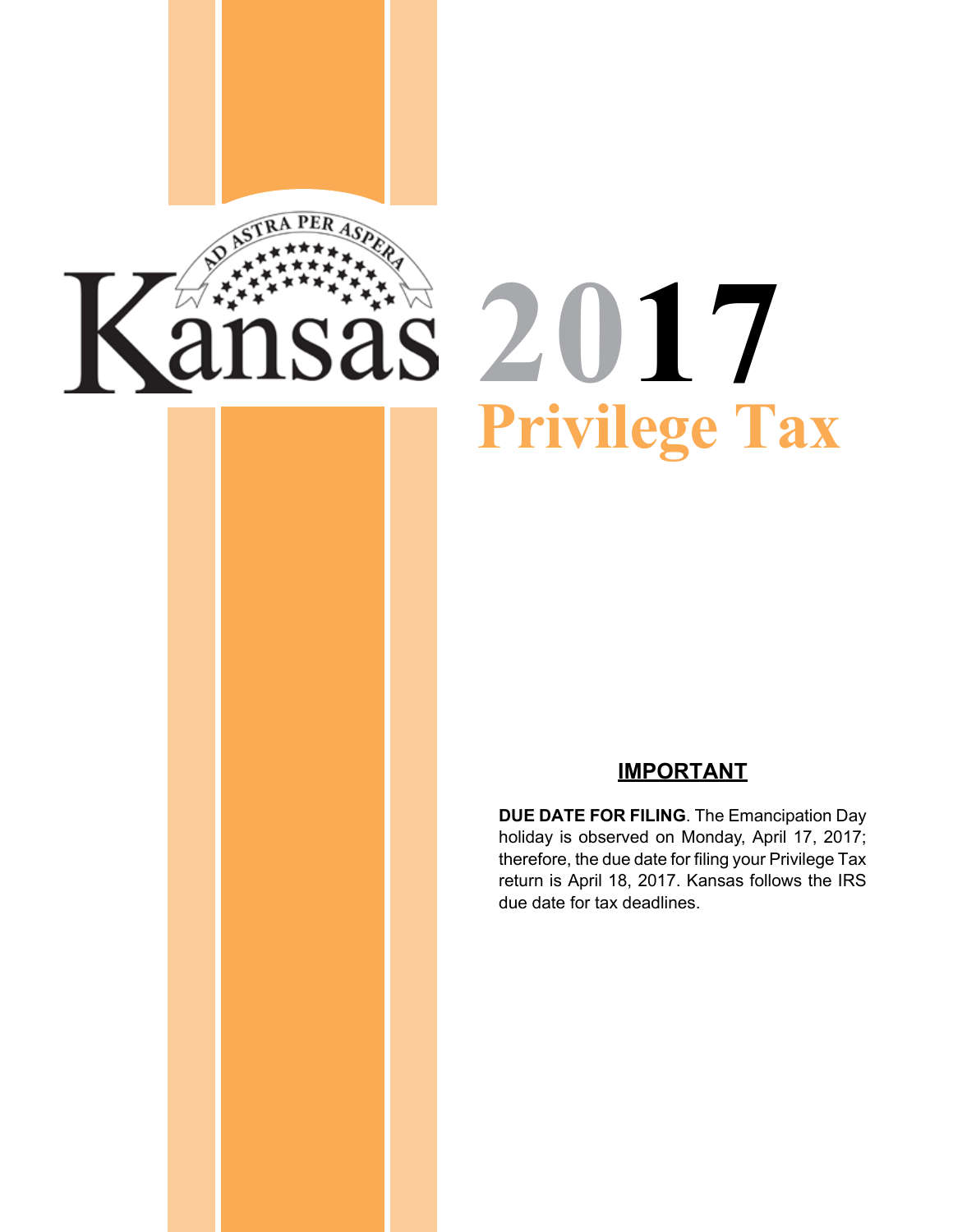AD ASTRA PER ASPERA

# Kansas 2017

# Privilege Tax

## IMPORTANT

**DUE DATE FOR FILING**. The Emancipation Day holiday is observed on Monday, April 17, 2017; therefore, the due date for filing your Privilege Tax return is April 18, 2017. Kansas follows the IRS due date for tax deadlines.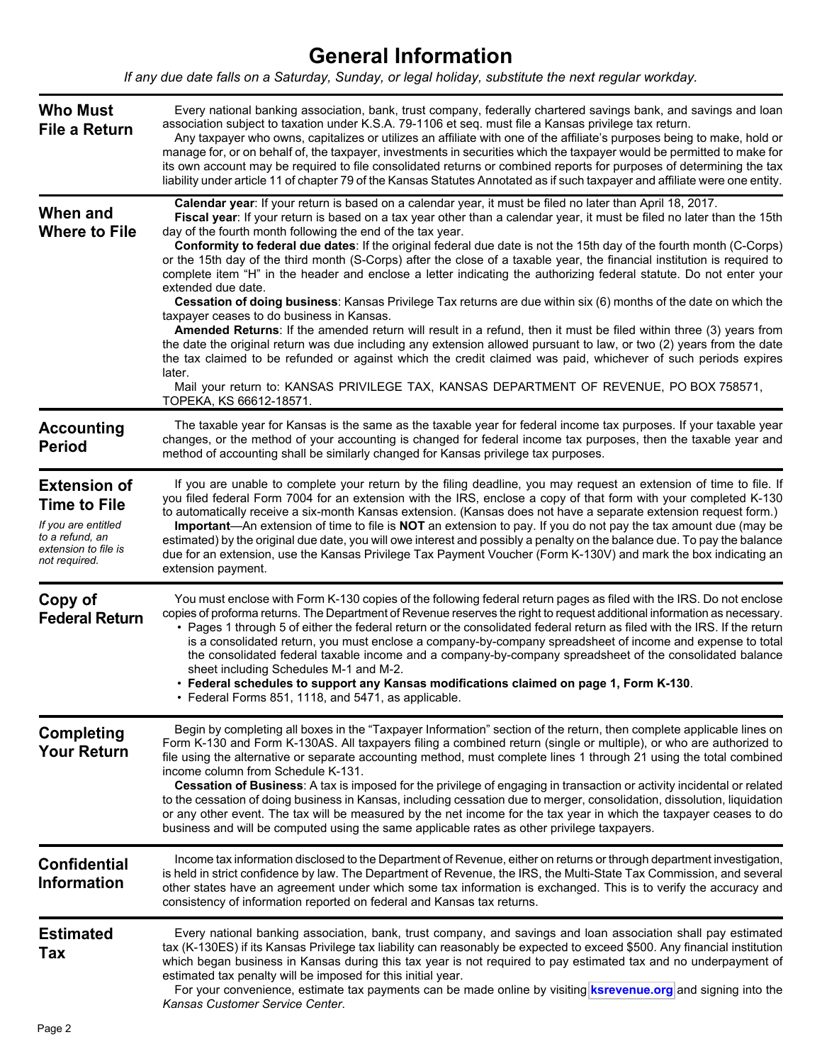# General Information

*If any due date falls on a Saturday, Sunday, or legal holiday, substitute the next regular workday.*

## Who Must File a Return

Every national banking association, bank, trust company, federally chartered savings bank, and savings and loan association subject to taxation under K.S.A. 79-1106 et seq. must file a Kansas privilege tax return.

Any taxpayer who owns, capitalizes or utilizes an affiliate with one of the affiliate's purposes being to make, hold or manage for, or on behalf of, the taxpayer, investments in securities which the taxpayer would be permitted to make for its own account may be required to file consolidated returns or combined reports for purposes of determining the tax liability under article 11 of chapter 79 of the Kansas Statutes Annotated as if such taxpayer and affiliate were one entity.

## When and Where to File

**Calendar year**: If your return is based on a calendar year, it must be filed no later than April 18, 2017.

**Fiscal year**: If your return is based on a tax year other than a calendar year, it must be filed no later than the 15th day of the fourth month following the end of the tax year.

**Conformity to federal due dates**: If the original federal due date is not the 15th day of the fourth month (C-Corps) or the 15th day of the third month (S-Corps) after the close of a taxable year, the financial institution is required to complete item "H" in the header and enclose a letter indicating the authorizing federal statute. Do not enter your extended due date.

**Cessation of doing business**: Kansas Privilege Tax returns are due within six (6) months of the date on which the taxpayer ceases to do business in Kansas.

**Amended Returns**: If the amended return will result in a refund, then it must be filed within three (3) years from the date the original return was due including any extension allowed pursuant to law, or two (2) years from the date the tax claimed to be refunded or against which the credit claimed was paid, whichever of such periods expires later.

Mail your return to: KANSAS PRIVILEGE TAX, KANSAS DEPARTMENT OF REVENUE, PO BOX 758571, TOPEKA, KS 66612-18571.

## Accounting Period

The taxable year for Kansas is the same as the taxable year for federal income tax purposes. If your taxable year changes, or the method of your accounting is changed for federal income tax purposes, then the taxable year and method of accounting shall be similarly changed for Kansas privilege tax purposes.

## Extension of Time to File

*If you are entitled to a refund, an extension to file is not required.*

If you are unable to complete your return by the filing deadline, you may request an extension of time to file. If you filed federal Form 7004 for an extension with the IRS, enclose a copy of that form with your completed K-130 to automatically receive a six-month Kansas extension. (Kansas does not have a separate extension request form.)

**Important**—An extension of time to file is **NOT** an extension to pay. If you do not pay the tax amount due (may be estimated) by the original due date, you will owe interest and possibly a penalty on the balance due. To pay the balance due for an extension, use the Kansas Privilege Tax Payment Voucher (Form K-130V) and mark the box indicating an extension payment.

## Copy of Federal Return

You must enclose with Form K-130 copies of the following federal return pages as filed with the IRS. Do not enclose copies of proforma returns. The Department of Revenue reserves the right to request additional information as necessary.

- Pages 1 through 5 of either the federal return or the consolidated federal return as filed with the IRS. If the return is a consolidated return, you must enclose a company-by-company spreadsheet of income and expense to total the consolidated federal taxable income and a company-by-company spreadsheet of the consolidated balance sheet including Schedules M-1 and M-2.
- **Federal schedules to support any Kansas modifications claimed on page 1, Form K-130**.
- Federal Forms 851, 1118, and 5471, as applicable.

## Completing Your Return

Begin by completing all boxes in the "Taxpayer Information" section of the return, then complete applicable lines on Form K-130 and Form K-130AS. All taxpayers filing a combined return (single or multiple), or who are authorized to file using the alternative or separate accounting method, must complete lines 1 through 21 using the total combined income column from Schedule K-131.

**Cessation of Business**: A tax is imposed for the privilege of engaging in transaction or activity incidental or related to the cessation of doing business in Kansas, including cessation due to merger, consolidation, dissolution, liquidation or any other event. The tax will be measured by the net income for the tax year in which the taxpayer ceases to do business and will be computed using the same applicable rates as other privilege taxpayers.

## Confidential Information

Income tax information disclosed to the Department of Revenue, either on returns or through department investigation, is held in strict confidence by law. The Department of Revenue, the IRS, the Multi-State Tax Commission, and several other states have an agreement under which some tax information is exchanged. This is to verify the accuracy and consistency of information reported on federal and Kansas tax returns.

## Estimated Tax

Every national banking association, bank, trust company, and savings and loan association shall pay estimated tax (K-130ES) if its Kansas Privilege tax liability can reasonably be expected to exceed $500. Any financial institution which began business in Kansas during this tax year is not required to pay estimated tax and no underpayment of estimated tax penalty will be imposed for this initial year.

For your convenience, estimate tax payments can be made online by visiting **ksrevenue.org** and signing into the *Kansas Customer Service Center*.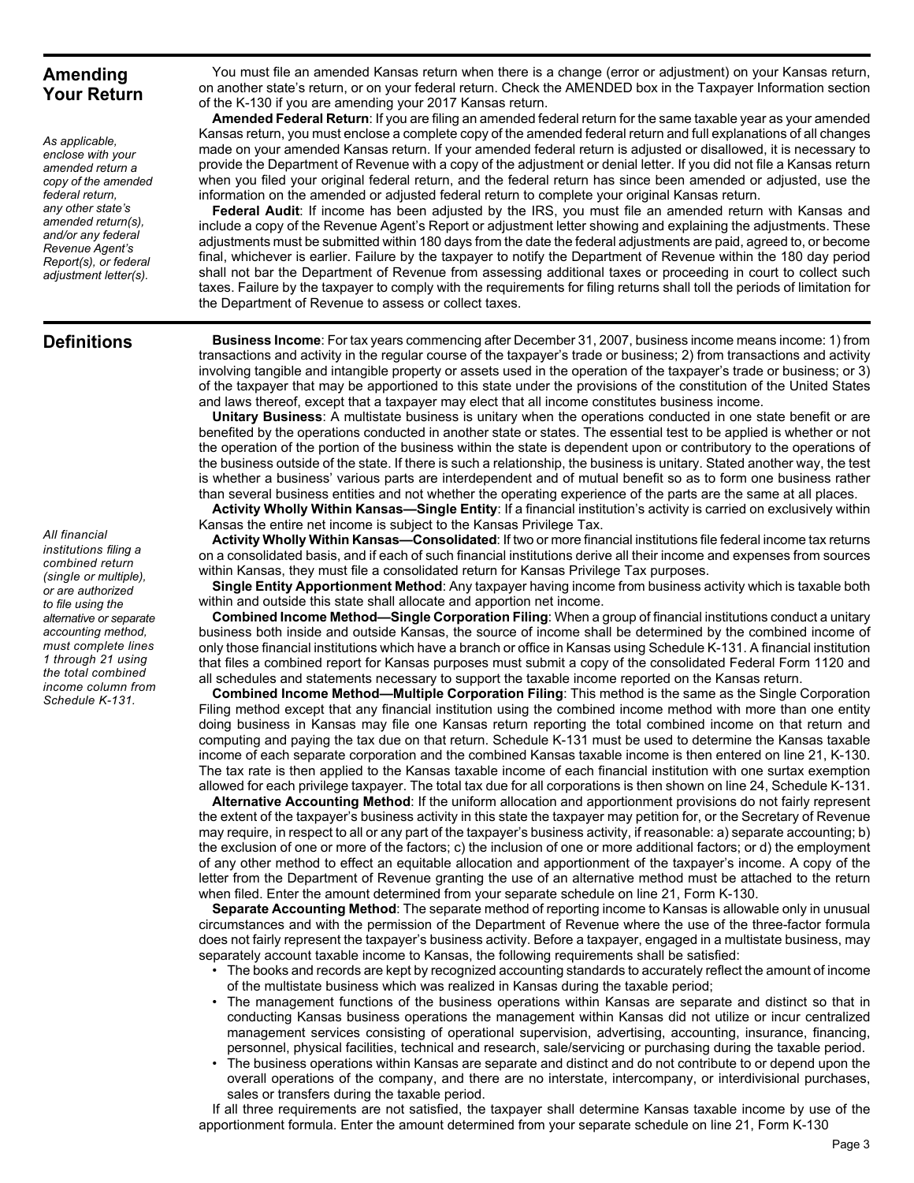## Amending Your Return

*As applicable, enclose with your amended return a copy of the amended federal return, any other state's amended return(s), and/or any federal Revenue Agent's Report(s), or federal adjustment letter(s).*

You must file an amended Kansas return when there is a change (error or adjustment) on your Kansas return, on another state's return, or on your federal return. Check the AMENDED box in the Taxpayer Information section of the K-130 if you are amending your 2017 Kansas return.

**Amended Federal Return**: If you are filing an amended federal return for the same taxable year as your amended Kansas return, you must enclose a complete copy of the amended federal return and full explanations of all changes made on your amended Kansas return. If your amended federal return is adjusted or disallowed, it is necessary to provide the Department of Revenue with a copy of the adjustment or denial letter. If you did not file a Kansas return when you filed your original federal return, and the federal return has since been amended or adjusted, use the information on the amended or adjusted federal return to complete your original Kansas return.

**Federal Audit**: If income has been adjusted by the IRS, you must file an amended return with Kansas and include a copy of the Revenue Agent's Report or adjustment letter showing and explaining the adjustments. These adjustments must be submitted within 180 days from the date the federal adjustments are paid, agreed to, or become final, whichever is earlier. Failure by the taxpayer to notify the Department of Revenue within the 180 day period shall not bar the Department of Revenue from assessing additional taxes or proceeding in court to collect such taxes. Failure by the taxpayer to comply with the requirements for filing returns shall toll the periods of limitation for the Department of Revenue to assess or collect taxes.

## Definitions

**Business Income**: For tax years commencing after December 31, 2007, business income means income: 1) from transactions and activity in the regular course of the taxpayer's trade or business; 2) from transactions and activity involving tangible and intangible property or assets used in the operation of the taxpayer's trade or business; or 3) of the taxpayer that may be apportioned to this state under the provisions of the constitution of the United States and laws thereof, except that a taxpayer may elect that all income constitutes business income.

**Unitary Business**: A multistate business is unitary when the operations conducted in one state benefit or are benefited by the operations conducted in another state or states. The essential test to be applied is whether or not the operation of the portion of the business within the state is dependent upon or contributory to the operations of the business outside of the state. If there is such a relationship, the business is unitary. Stated another way, the test is whether a business' various parts are interdependent and of mutual benefit so as to form one business rather than several business entities and not whether the operating experience of the parts are the same at all places.

**Activity Wholly Within Kansas—Single Entity**: If a financial institution's activity is carried on exclusively within Kansas the entire net income is subject to the Kansas Privilege Tax.

*All financial institutions filing a combined return (single or multiple), or are authorized to file using the alternative or separate accounting method, must complete lines 1 through 21 using the total combined income column from Schedule K-131.*

**Activity Wholly Within Kansas—Consolidated**: If two or more financial institutions file federal income tax returns on a consolidated basis, and if each of such financial institutions derive all their income and expenses from sources within Kansas, they must file a consolidated return for Kansas Privilege Tax purposes.

**Single Entity Apportionment Method**: Any taxpayer having income from business activity which is taxable both within and outside this state shall allocate and apportion net income.

**Combined Income Method—Single Corporation Filing**: When a group of financial institutions conduct a unitary business both inside and outside Kansas, the source of income shall be determined by the combined income of only those financial institutions which have a branch or office in Kansas using Schedule K-131. A financial institution that files a combined report for Kansas purposes must submit a copy of the consolidated Federal Form 1120 and all schedules and statements necessary to support the taxable income reported on the Kansas return.

**Combined Income Method—Multiple Corporation Filing**: This method is the same as the Single Corporation Filing method except that any financial institution using the combined income method with more than one entity doing business in Kansas may file one Kansas return reporting the total combined income on that return and computing and paying the tax due on that return. Schedule K-131 must be used to determine the Kansas taxable income of each separate corporation and the combined Kansas taxable income is then entered on line 21, K-130. The tax rate is then applied to the Kansas taxable income of each financial institution with one surtax exemption allowed for each privilege taxpayer. The total tax due for all corporations is then shown on line 24, Schedule K-131.

**Alternative Accounting Method**: If the uniform allocation and apportionment provisions do not fairly represent the extent of the taxpayer's business activity in this state the taxpayer may petition for, or the Secretary of Revenue may require, in respect to all or any part of the taxpayer's business activity, if reasonable: a) separate accounting; b) the exclusion of one or more of the factors; c) the inclusion of one or more additional factors; or d) the employment of any other method to effect an equitable allocation and apportionment of the taxpayer's income. A copy of the letter from the Department of Revenue granting the use of an alternative method must be attached to the return when filed. Enter the amount determined from your separate schedule on line 21, Form K-130.

**Separate Accounting Method**: The separate method of reporting income to Kansas is allowable only in unusual circumstances and with the permission of the Department of Revenue where the use of the three-factor formula does not fairly represent the taxpayer's business activity. Before a taxpayer, engaged in a multistate business, may separately account taxable income to Kansas, the following requirements shall be satisfied:

- The books and records are kept by recognized accounting standards to accurately reflect the amount of income of the multistate business which was realized in Kansas during the taxable period;
- The management functions of the business operations within Kansas are separate and distinct so that in conducting Kansas business operations the management within Kansas did not utilize or incur centralized management services consisting of operational supervision, advertising, accounting, insurance, financing, personnel, physical facilities, technical and research, sale/servicing or purchasing during the taxable period.
- The business operations within Kansas are separate and distinct and do not contribute to or depend upon the overall operations of the company, and there are no interstate, intercompany, or interdivisional purchases, sales or transfers during the taxable period.

If all three requirements are not satisfied, the taxpayer shall determine Kansas taxable income by use of the apportionment formula. Enter the amount determined from your separate schedule on line 21, Form K-130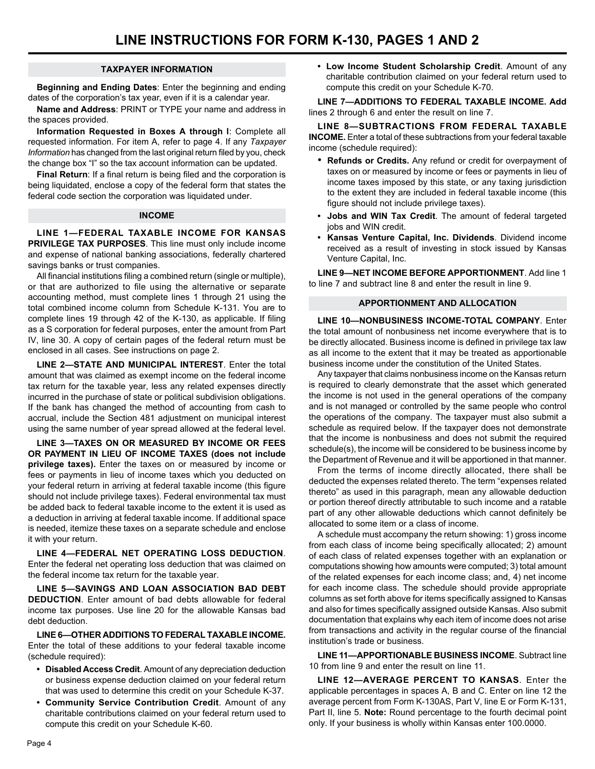# LINE INSTRUCTIONS FOR FORM K-130, PAGES 1 AND 2

## TAXPAYER INFORMATION

**Beginning and Ending Dates**: Enter the beginning and ending dates of the corporation's tax year, even if it is a calendar year.

**Name and Address**: PRINT or TYPE your name and address in the spaces provided.

**Information Requested in Boxes A through I**: Complete all requested information. For item A, refer to page 4. If any *Taxpayer Information* has changed from the last original return filed by you, check the change box "I" so the tax account information can be updated.

**Final Return**: If a final return is being filed and the corporation is being liquidated, enclose a copy of the federal form that states the federal code section the corporation was liquidated under.

## INCOME

**LINE 1—FEDERAL TAXABLE INCOME FOR KANSAS PRIVILEGE TAX PURPOSES**. This line must only include income and expense of national banking associations, federally chartered savings banks or trust companies.

All financial institutions filing a combined return (single or multiple), or that are authorized to file using the alternative or separate accounting method, must complete lines 1 through 21 using the total combined income column from Schedule K-131. You are to complete lines 19 through 42 of the K-130, as applicable. If filing as a S corporation for federal purposes, enter the amount from Part IV, line 30. A copy of certain pages of the federal return must be enclosed in all cases. See instructions on page 2.

**LINE 2—STATE AND MUNICIPAL INTEREST**. Enter the total amount that was claimed as exempt income on the federal income tax return for the taxable year, less any related expenses directly incurred in the purchase of state or political subdivision obligations. If the bank has changed the method of accounting from cash to accrual, include the Section 481 adjustment on municipal interest using the same number of year spread allowed at the federal level.

**LINE 3—TAXES ON OR MEASURED BY INCOME OR FEES OR PAYMENT IN LIEU OF INCOME TAXES (does not include privilege taxes).** Enter the taxes on or measured by income or fees or payments in lieu of income taxes which you deducted on your federal return in arriving at federal taxable income (this figure should not include privilege taxes). Federal environmental tax must be added back to federal taxable income to the extent it is used as a deduction in arriving at federal taxable income. If additional space is needed, itemize these taxes on a separate schedule and enclose it with your return.

**LINE 4—FEDERAL NET OPERATING LOSS DEDUCTION**. Enter the federal net operating loss deduction that was claimed on the federal income tax return for the taxable year.

**LINE 5—SAVINGS AND LOAN ASSOCIATION BAD DEBT DEDUCTION**. Enter amount of bad debts allowable for federal income tax purposes. Use line 20 for the allowable Kansas bad debt deduction.

**LINE 6—OTHER ADDITIONS TO FEDERAL TAXABLE INCOME.** Enter the total of these additions to your federal taxable income (schedule required):

- **Disabled Access Credit**. Amount of any depreciation deduction or business expense deduction claimed on your federal return that was used to determine this credit on your Schedule K-37.
- **Community Service Contribution Credit**. Amount of any charitable contributions claimed on your federal return used to compute this credit on your Schedule K-60.
- **Low Income Student Scholarship Credit**. Amount of any charitable contribution claimed on your federal return used to compute this credit on your Schedule K-70.

**LINE 7—ADDITIONS TO FEDERAL TAXABLE INCOME. Add** lines 2 through 6 and enter the result on line 7.

**LINE 8—SUBTRACTIONS FROM FEDERAL TAXABLE INCOME.** Enter a total of these subtractions from your federal taxable income (schedule required):

- **Refunds or Credits.** Any refund or credit for overpayment of taxes on or measured by income or fees or payments in lieu of income taxes imposed by this state, or any taxing jurisdiction to the extent they are included in federal taxable income (this figure should not include privilege taxes).
- **Jobs and WIN Tax Credit**. The amount of federal targeted jobs and WIN credit.
- **Kansas Venture Capital, Inc. Dividends**. Dividend income received as a result of investing in stock issued by Kansas Venture Capital, Inc.

**LINE 9—NET INCOME BEFORE APPORTIONMENT**. Add line 1 to line 7 and subtract line 8 and enter the result in line 9.

## APPORTIONMENT AND ALLOCATION

**LINE 10—NONBUSINESS INCOME-TOTAL COMPANY**. Enter the total amount of nonbusiness net income everywhere that is to be directly allocated. Business income is defined in privilege tax law as all income to the extent that it may be treated as apportionable business income under the constitution of the United States.

Any taxpayer that claims nonbusiness income on the Kansas return is required to clearly demonstrate that the asset which generated the income is not used in the general operations of the company and is not managed or controlled by the same people who control the operations of the company. The taxpayer must also submit a schedule as required below. If the taxpayer does not demonstrate that the income is nonbusiness and does not submit the required schedule(s), the income will be considered to be business income by the Department of Revenue and it will be apportioned in that manner.

From the terms of income directly allocated, there shall be deducted the expenses related thereto. The term "expenses related thereto" as used in this paragraph, mean any allowable deduction or portion thereof directly attributable to such income and a ratable part of any other allowable deductions which cannot definitely be allocated to some item or a class of income.

A schedule must accompany the return showing: 1) gross income from each class of income being specifically allocated; 2) amount of each class of related expenses together with an explanation or computations showing how amounts were computed; 3) total amount of the related expenses for each income class; and, 4) net income for each income class. The schedule should provide appropriate columns as set forth above for items specifically assigned to Kansas and also for times specifically assigned outside Kansas. Also submit documentation that explains why each item of income does not arise from transactions and activity in the regular course of the financial institution's trade or business.

**LINE 11—APPORTIONABLE BUSINESS INCOME**. Subtract line 10 from line 9 and enter the result on line 11.

**LINE 12—AVERAGE PERCENT TO KANSAS**. Enter the applicable percentages in spaces A, B and C. Enter on line 12 the average percent from Form K-130AS, Part V, line E or Form K-131, Part II, line 5. **Note:** Round percentage to the fourth decimal point only. If your business is wholly within Kansas enter 100.0000.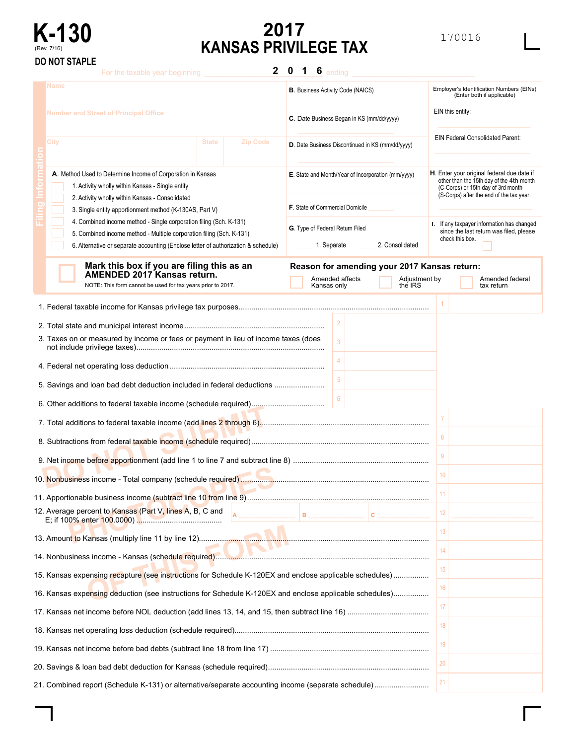# K-130

(Rev. 7/16)

**DO NOT STAPLE**

# 2017 KANSAS PRIVILEGE TAX

170016

For the taxable year beginning ______________ **2 0 1 6** ending ______________

## Filing Information

Name

Number and Street of Principal Office

City | State | Zip Code

**B.** Business Activity Code (NAICS)

**C.** Date Business Began in KS (mm/dd/yyyy)

**D.** Date Business Discontinued in KS (mm/dd/yyyy)

Employer's Identification Numbers (EINs) (Enter both if applicable)

EIN this entity:

EIN Federal Consolidated Parent:

**A.** Method Used to Determine Income of Corporation in Kansas

- ☐ 1. Activity wholly within Kansas - Single entity
- ☐ 2. Activity wholly within Kansas - Consolidated
- ☐ 3. Single entity apportionment method (K-130AS, Part V)
- ☐ 4. Combined income method - Single corporation filing (Sch. K-131)
- ☐ 5. Combined income method - Multiple corporation filing (Sch. K-131)
- ☐ 6. Alternative or separate accounting (Enclose letter of authorization & schedule)

**E.** State and Month/Year of Incorporation (mm/yyyy)

**F.** State of Commercial Domicile

**G.** Type of Federal Return Filed

____ 1. Separate ____ 2. Consolidated

**H.** Enter your original federal due date if other than the 15th day of the 4th month (C-Corps) or 15th day of 3rd month (S-Corps) after the end of the tax year.

**I.** If any taxpayer information has changed since the last return was filed, please check this box. ☐

☐ **Mark this box if you are filing this as an AMENDED 2017 Kansas return.**

NOTE: This form cannot be used for tax years prior to 2017.

**Reason for amending your 2017 Kansas return:**

☐ Amended affects Kansas only ☐ Adjustment by the IRS ☐ Amended federal tax return

| Line | Description | | Amount |
|---|---|---|---|
| 1 | Federal taxable income for Kansas privilege tax purposes | | 1 |
| 2 | Total state and municipal interest income | 2 | |
| 3 | Taxes on or measured by income or fees or payment in lieu of income taxes (does not include privilege taxes) | 3 | |
| 4 | Federal net operating loss deduction | 4 | |
| 5 | Savings and loan bad debt deduction included in federal deductions | 5 | |
| 6 | Other additions to federal taxable income (schedule required) | 6 | |
| 7 | Total additions to federal taxable income (add lines 2 through 6) | | 7 |
| 8 | Subtractions from federal taxable income (schedule required) | | 8 |
| 9 | Net income before apportionment (add line 1 to line 7 and subtract line 8) | | 9 |
| 10 | Nonbusiness income - Total company (schedule required) | | 10 |
| 11 | Apportionable business income (subtract line 10 from line 9) | | 11 |
| 12 | Average percent to Kansas (Part V, lines A, B, C and E; if 100% enter 100.0000) | A ______ B ______ C ______ | 12 |
| 13 | Amount to Kansas (multiply line 11 by line 12) | | 13 |
| 14 | Nonbusiness income - Kansas (schedule required) | | 14 |
| 15 | Kansas expensing recapture (see instructions for Schedule K-120EX and enclose applicable schedules) | | 15 |
| 16 | Kansas expensing deduction (see instructions for Schedule K-120EX and enclose applicable schedules) | | 16 |
| 17 | Kansas net income before NOL deduction (add lines 13, 14, and 15, then subtract line 16) | | 17 |
| 18 | Kansas net operating loss deduction (schedule required) | | 18 |
| 19 | Kansas net income before bad debts (subtract line 18 from line 17) | | 19 |
| 20 | Savings & loan bad debt deduction for Kansas (schedule required) | | 20 |
| 21 | Combined report (Schedule K-131) or alternative/separate accounting income (separate schedule) | | 21 |

DO NOT SUBMIT PHOTOCOPIES OF THIS FORM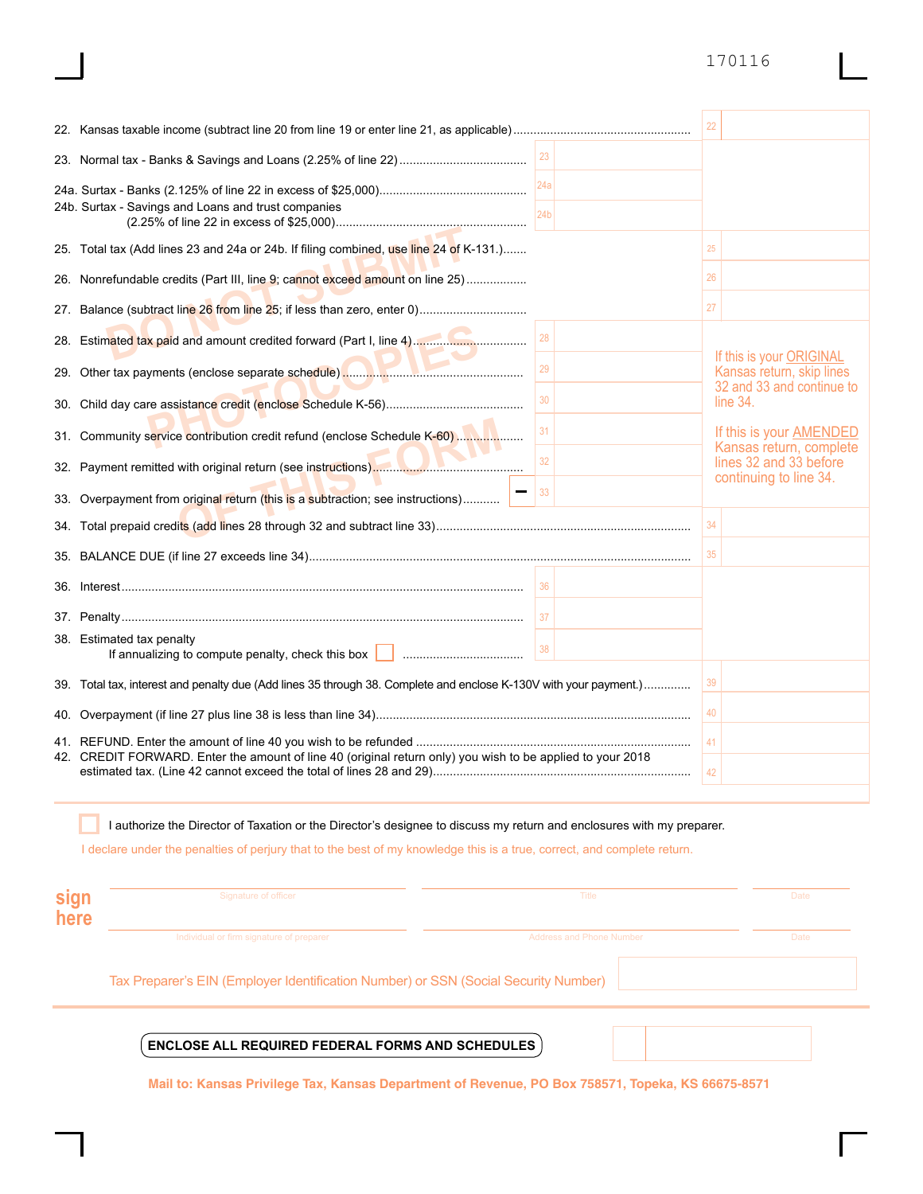170116

| | | | |
|---|---|---|---|
| 22. Kansas taxable income (subtract line 20 from line 19 or enter line 21, as applicable) | | 22 | |
| 23. Normal tax - Banks & Savings and Loans (2.25% of line 22) | 23 | | |
| 24a. Surtax - Banks (2.125% of line 22 in excess of $25,000) | 24a | | |
| 24b. Surtax - Savings and Loans and trust companies (2.25% of line 22 in excess of $25,000) | 24b | | |
| 25. Total tax (Add lines 23 and 24a or 24b. If filing combined, use line 24 of K-131.) | | 25 | |
| 26. Nonrefundable credits (Part III, line 9; cannot exceed amount on line 25) | | 26 | |
| 27. Balance (subtract line 26 from line 25; if less than zero, enter 0) | | 27 | |
| 28. Estimated tax paid and amount credited forward (Part I, line 4) | 28 | | |
| 29. Other tax payments (enclose separate schedule) | 29 | | |
| 30. Child day care assistance credit (enclose Schedule K-56) | 30 | | |
| 31. Community service contribution credit refund (enclose Schedule K-60) | 31 | | |
| 32. Payment remitted with original return (see instructions) | 32 | | |
| 33. Overpayment from original return (this is a subtraction; see instructions) − | 33 | | |
| 34. Total prepaid credits (add lines 28 through 32 and subtract line 33) | | 34 | |
| 35. BALANCE DUE (if line 27 exceeds line 34) | | 35 | |
| 36. Interest | 36 | | |
| 37. Penalty | 37 | | |
| 38. Estimated tax penalty If annualizing to compute penalty, check this box ☐ | 38 | | |
| 39. Total tax, interest and penalty due (Add lines 35 through 38. Complete and enclose K-130V with your payment.) | | 39 | |
| 40. Overpayment (if line 27 plus line 38 is less than line 34) | | 40 | |
| 41. REFUND. Enter the amount of line 40 you wish to be refunded | | 41 | |
| 42. CREDIT FORWARD. Enter the amount of line 40 (original return only) you wish to be applied to your 2018 estimated tax. (Line 42 cannot exceed the total of lines 28 and 29) | | 42 | |

If this is your ORIGINAL Kansas return, skip lines 32 and 33 and continue to line 34.

If this is your AMENDED Kansas return, complete lines 32 and 33 before continuing to line 34.

☐ I authorize the Director of Taxation or the Director's designee to discuss my return and enclosures with my preparer.

I declare under the penalties of perjury that to the best of my knowledge this is a true, correct, and complete return.

**sign here**

Signature of officer | Title | Date

Individual or firm signature of preparer | Address and Phone Number | Date

Tax Preparer's EIN (Employer Identification Number) or SSN (Social Security Number)

**ENCLOSE ALL REQUIRED FEDERAL FORMS AND SCHEDULES**

**Mail to: Kansas Privilege Tax, Kansas Department of Revenue, PO Box 758571, Topeka, KS 66675-8571**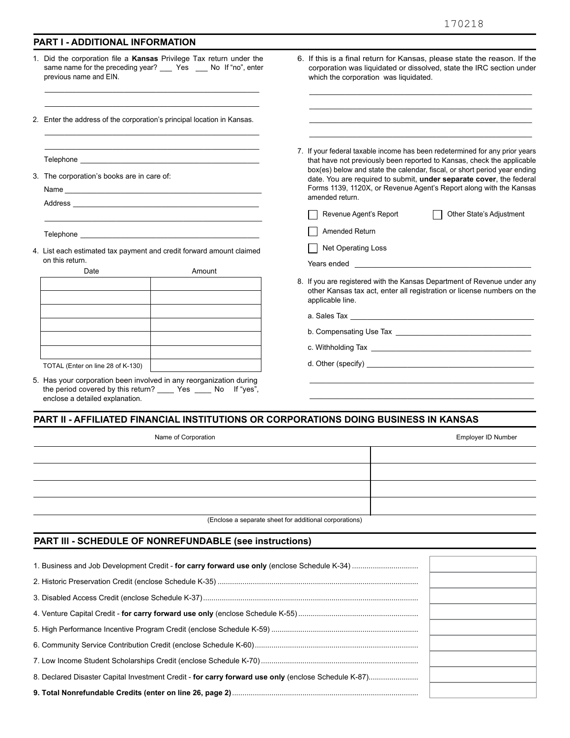170218

## PART I - ADDITIONAL INFORMATION

1. Did the corporation file a **Kansas** Privilege Tax return under the same name for the preceding year? ___ Yes ___ No If "no", enter previous name and EIN.

   ______________________________________________

   ______________________________________________

2. Enter the address of the corporation's principal location in Kansas.

   ______________________________________________

   ______________________________________________

   Telephone ______________________________________

3. The corporation's books are in care of:

   Name ___________________________________________

   Address _________________________________________

   ______________________________________________

   Telephone ______________________________________

4. List each estimated tax payment and credit forward amount claimed on this return.

| Date | Amount |
|---|---|
| | |
| | |
| | |
| | |
| | |
| | |
| TOTAL (Enter on line 28 of K-130) | |

5. Has your corporation been involved in any reorganization during the period covered by this return? ____ Yes ____ No If "yes", enclose a detailed explanation.

6. If this is a final return for Kansas, please state the reason. If the corporation was liquidated or dissolved, state the IRC section under which the corporation was liquidated.

   ______________________________________________

   ______________________________________________

   ______________________________________________

   ______________________________________________

7. If your federal taxable income has been redetermined for any prior years that have not previously been reported to Kansas, check the applicable box(es) below and state the calendar, fiscal, or short period year ending date. You are required to submit, **under separate cover**, the federal Forms 1139, 1120X, or Revenue Agent's Report along with the Kansas amended return.

   - ☐ Revenue Agent's Report
   - ☐ Other State's Adjustment
   - ☐ Amended Return
   - ☐ Net Operating Loss

   Years ended ______________________________________

8. If you are registered with the Kansas Department of Revenue under any other Kansas tax act, enter all registration or license numbers on the applicable line.

   a. Sales Tax ______________________________________

   b. Compensating Use Tax ___________________________

   c. Withholding Tax ________________________________

   d. Other (specify) _________________________________

   ______________________________________________

   ______________________________________________

## PART II - AFFILIATED FINANCIAL INSTITUTIONS OR CORPORATIONS DOING BUSINESS IN KANSAS

| Name of Corporation | Employer ID Number |
|---|---|
| | |
| | |
| | |
| | |

(Enclose a separate sheet for additional corporations)

## PART III - SCHEDULE OF NONREFUNDABLE (see instructions)

| | |
|---|---|
| 1. Business and Job Development Credit - **for carry forward use only** (enclose Schedule K-34) | |
| 2. Historic Preservation Credit (enclose Schedule K-35) | |
| 3. Disabled Access Credit (enclose Schedule K-37) | |
| 4. Venture Capital Credit - **for carry forward use only** (enclose Schedule K-55) | |
| 5. High Performance Incentive Program Credit (enclose Schedule K-59) | |
| 6. Community Service Contribution Credit (enclose Schedule K-60) | |
| 7. Low Income Student Scholarships Credit (enclose Schedule K-70) | |
| 8. Declared Disaster Capital Investment Credit - **for carry forward use only** (enclose Schedule K-87) | |
| **9. Total Nonrefundable Credits (enter on line 26, page 2)** | |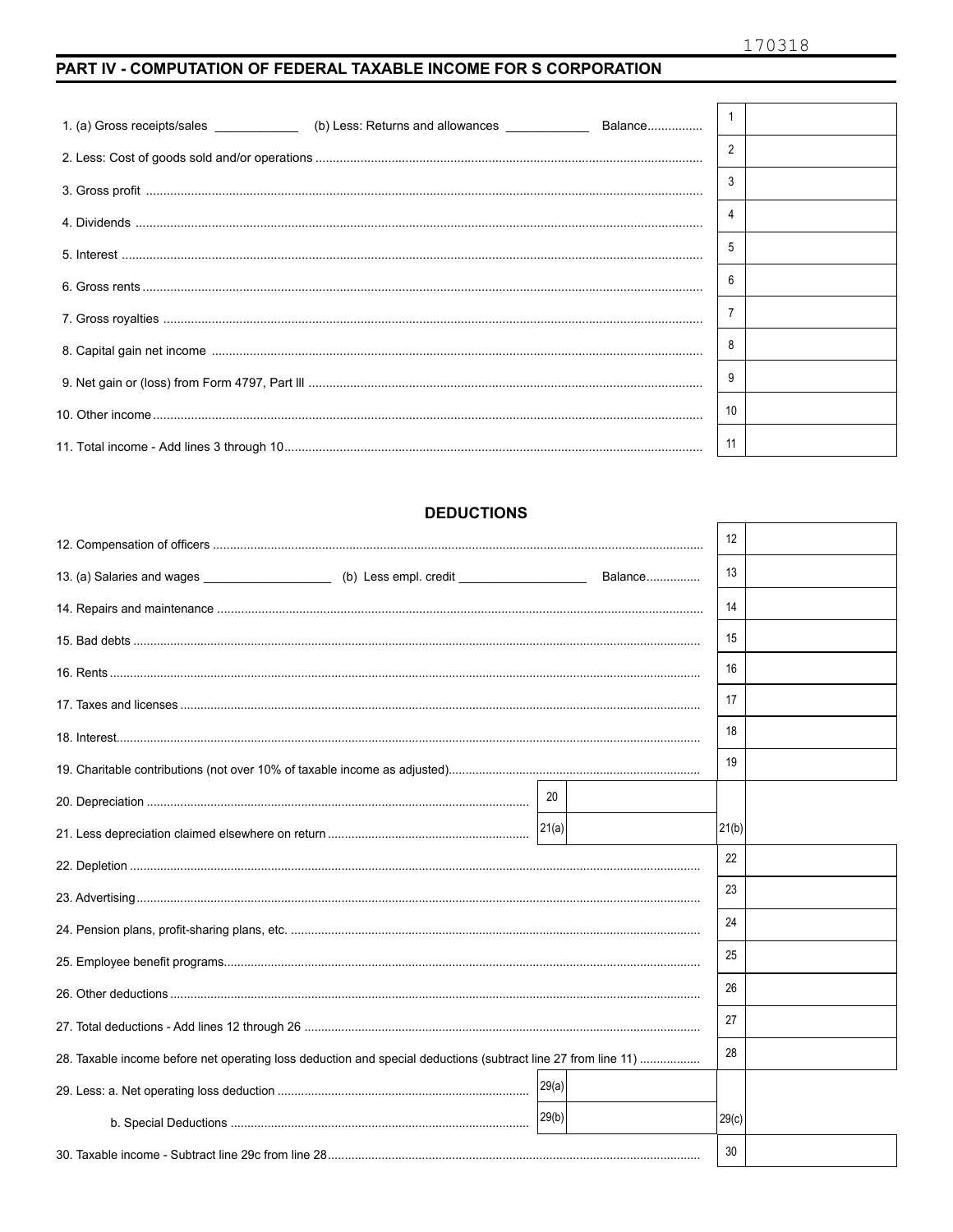170318

## PART IV - COMPUTATION OF FEDERAL TAXABLE INCOME FOR S CORPORATION

| | | |
|---|---|---|
| 1. (a) Gross receipts/sales ____________ (b) Less: Returns and allowances ____________ Balance................ | 1 | |
| 2. Less: Cost of goods sold and/or operations | 2 | |
| 3. Gross profit | 3 | |
| 4. Dividends | 4 | |
| 5. Interest | 5 | |
| 6. Gross rents | 6 | |
| 7. Gross royalties | 7 | |
| 8. Capital gain net income | 8 | |
| 9. Net gain or (loss) from Form 4797, Part III | 9 | |
| 10. Other income | 10 | |
| 11. Total income - Add lines 3 through 10 | 11 | |

### DEDUCTIONS

| | | | | |
|---|---|---|---|---|
| 12. Compensation of officers | | | 12 | |
| 13. (a) Salaries and wages ___________________ (b) Less empl. credit ___________________ Balance................ | | | 13 | |
| 14. Repairs and maintenance | | | 14 | |
| 15. Bad debts | | | 15 | |
| 16. Rents | | | 16 | |
| 17. Taxes and licenses | | | 17 | |
| 18. Interest | | | 18 | |
| 19. Charitable contributions (not over 10% of taxable income as adjusted) | | | 19 | |
| 20. Depreciation | 20 | | | |
| 21. Less depreciation claimed elsewhere on return | 21(a) | | 21(b) | |
| 22. Depletion | | | 22 | |
| 23. Advertising | | | 23 | |
| 24. Pension plans, profit-sharing plans, etc. | | | 24 | |
| 25. Employee benefit programs | | | 25 | |
| 26. Other deductions | | | 26 | |
| 27. Total deductions - Add lines 12 through 26 | | | 27 | |
| 28. Taxable income before net operating loss deduction and special deductions (subtract line 27 from line 11) | | | 28 | |
| 29. Less: a. Net operating loss deduction | 29(a) | | | |
| b. Special Deductions | 29(b) | | 29(c) | |
| 30. Taxable income - Subtract line 29c from line 28 | | | 30 | |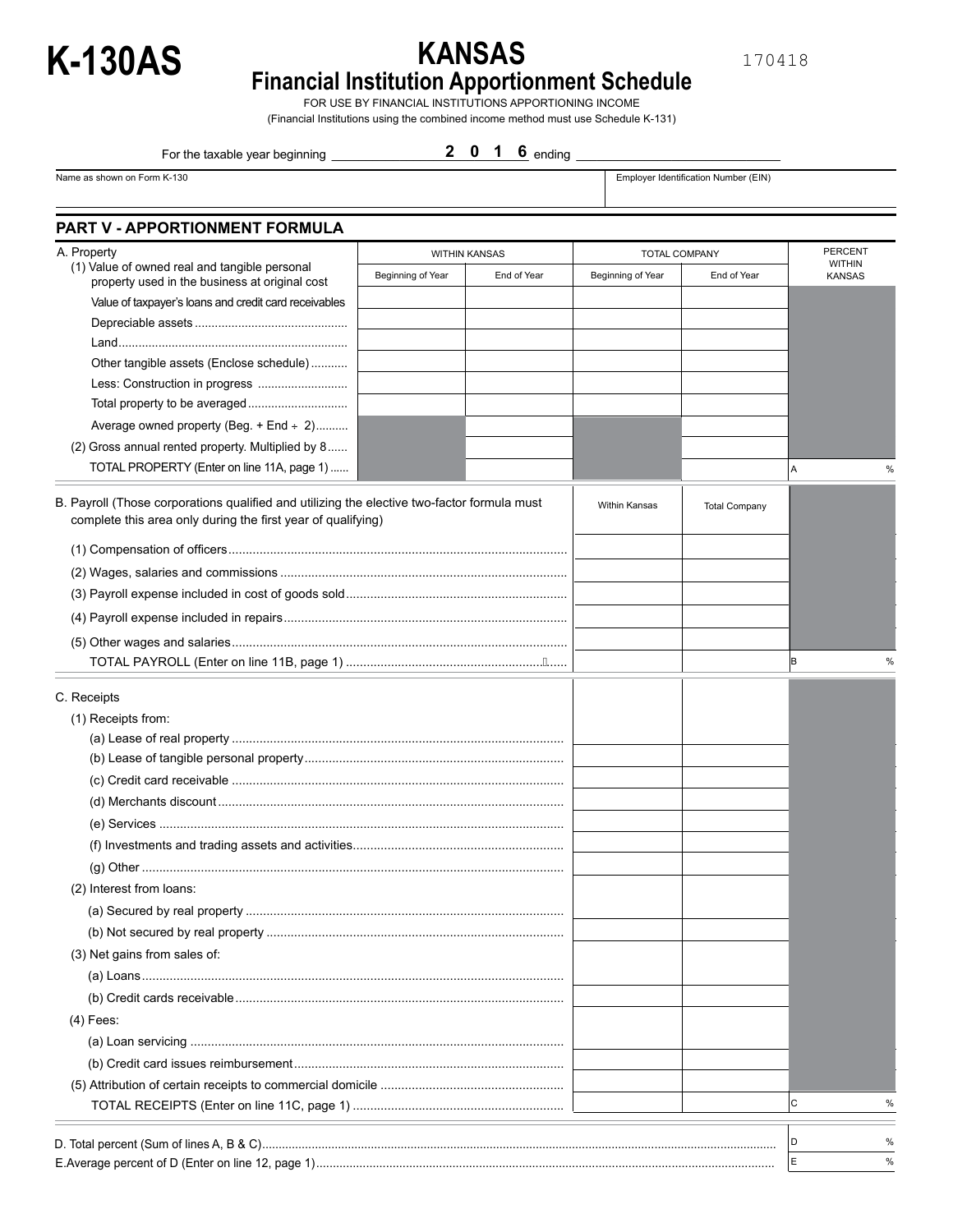# K-130AS

# KANSAS

## Financial Institution Apportionment Schedule

170418

FOR USE BY FINANCIAL INSTITUTIONS APPORTIONING INCOME

(Financial Institutions using the combined income method must use Schedule K-131)

For the taxable year beginning ________________ 2 0 1 6 ending ________________________

| Name as shown on Form K-130 | Employer Identification Number (EIN) |
|---|---|
| | |

## PART V - APPORTIONMENT FORMULA

| A. Property | WITHIN KANSAS | | TOTAL COMPANY | | PERCENT WITHIN KANSAS |
|---|---|---|---|---|---|
| (1) Value of owned real and tangible personal property used in the business at original cost | Beginning of Year | End of Year | Beginning of Year | End of Year | |
| Value of taxpayer's loans and credit card receivables | | | | | |
| Depreciable assets | | | | | |
| Land | | | | | |
| Other tangible assets (Enclose schedule) | | | | | |
| Less: Construction in progress | | | | | |
| Total property to be averaged | | | | | |
| Average owned property (Beg. + End ÷ 2) | | | | | |
| (2) Gross annual rented property. Multiplied by 8 | | | | | |
| TOTAL PROPERTY (Enter on line 11A, page 1) | | | | | A % |

| B. Payroll (Those corporations qualified and utilizing the elective two-factor formula must complete this area only during the first year of qualifying) | Within Kansas | Total Company | |
|---|---|---|---|
| (1) Compensation of officers | | | |
| (2) Wages, salaries and commissions | | | |
| (3) Payroll expense included in cost of goods sold | | | |
| (4) Payroll expense included in repairs | | | |
| (5) Other wages and salaries | | | |
| TOTAL PAYROLL (Enter on line 11B, page 1) | | | B % |

| C. Receipts | | | |
|---|---|---|---|
| (1) Receipts from: | | | |
| (a) Lease of real property | | | |
| (b) Lease of tangible personal property | | | |
| (c) Credit card receivable | | | |
| (d) Merchants discount | | | |
| (e) Services | | | |
| (f) Investments and trading assets and activities | | | |
| (g) Other | | | |
| (2) Interest from loans: | | | |
| (a) Secured by real property | | | |
| (b) Not secured by real property | | | |
| (3) Net gains from sales of: | | | |
| (a) Loans | | | |
| (b) Credit cards receivable | | | |
| (4) Fees: | | | |
| (a) Loan servicing | | | |
| (b) Credit card issues reimbursement | | | |
| (5) Attribution of certain receipts to commercial domicile | | | |
| TOTAL RECEIPTS (Enter on line 11C, page 1) | | | C % |

| | |
|---|---|
| D. Total percent (Sum of lines A, B & C) | D % |
| E. Average percent of D (Enter on line 12, page 1) | E % |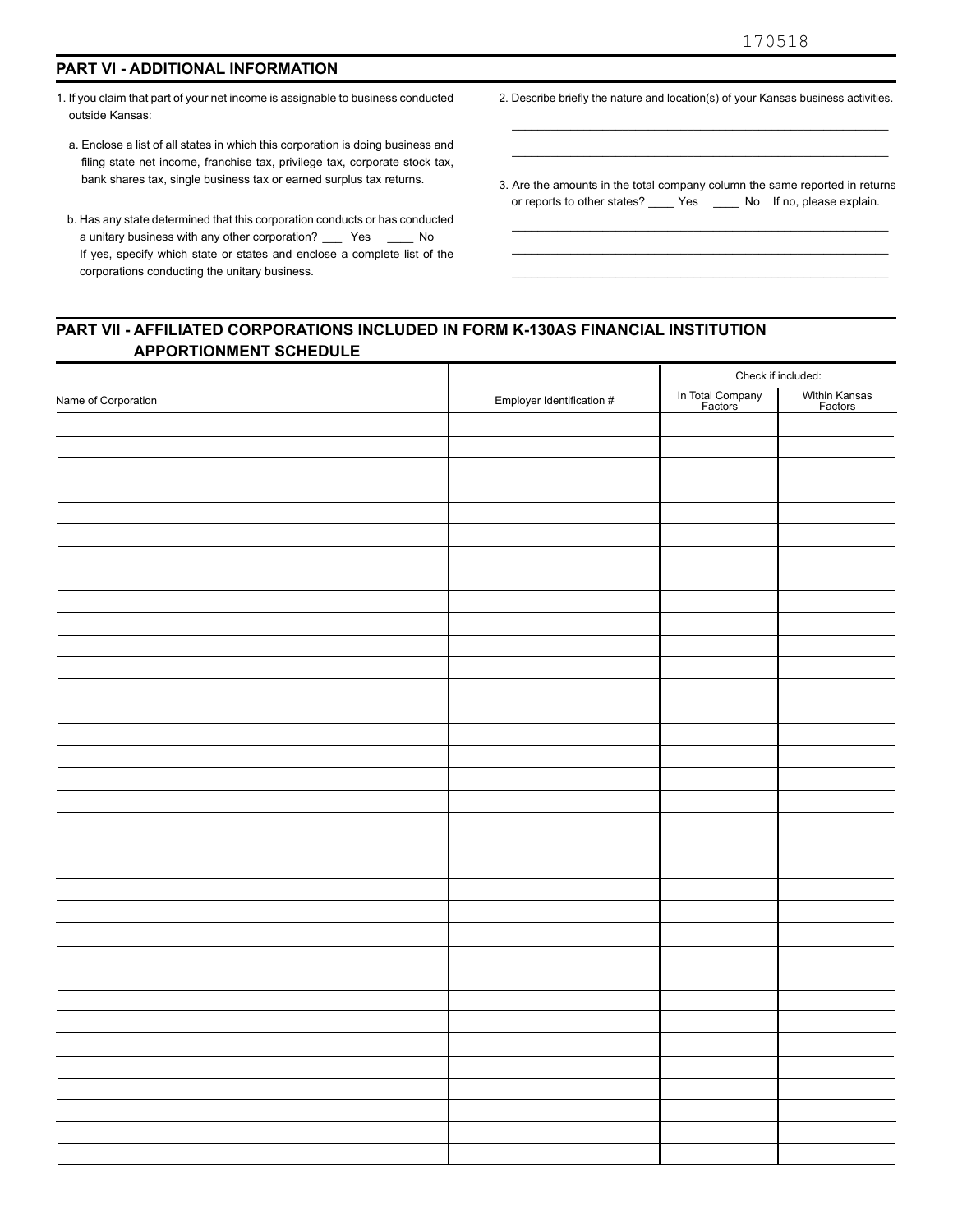## PART VI - ADDITIONAL INFORMATION

1. If you claim that part of your net income is assignable to business conducted outside Kansas:

   a. Enclose a list of all states in which this corporation is doing business and filing state net income, franchise tax, privilege tax, corporate stock tax, bank shares tax, single business tax or earned surplus tax returns.

   b. Has any state determined that this corporation conducts or has conducted a unitary business with any other corporation? ___ Yes ____ No
   If yes, specify which state or states and enclose a complete list of the corporations conducting the unitary business.

2. Describe briefly the nature and location(s) of your Kansas business activities.

   ______________________________________________________________

   ______________________________________________________________

3. Are the amounts in the total company column the same reported in returns or reports to other states? ____ Yes ____ No If no, please explain.

   ______________________________________________________________

   ______________________________________________________________

   ______________________________________________________________

## PART VII - AFFILIATED CORPORATIONS INCLUDED IN FORM K-130AS FINANCIAL INSTITUTION APPORTIONMENT SCHEDULE

| Name of Corporation | Employer Identification # | Check if included: In Total Company Factors | Check if included: Within Kansas Factors |
|---|---|---|---|
| | | | |
| | | | |
| | | | |
| | | | |
| | | | |
| | | | |
| | | | |
| | | | |
| | | | |
| | | | |
| | | | |
| | | | |
| | | | |
| | | | |
| | | | |
| | | | |
| | | | |
| | | | |
| | | | |
| | | | |
| | | | |
| | | | |
| | | | |
| | | | |
| | | | |
| | | | |
| | | | |
| | | | |
| | | | |
| | | | |
| | | | |
| | | | |
| | | | |
| | | | |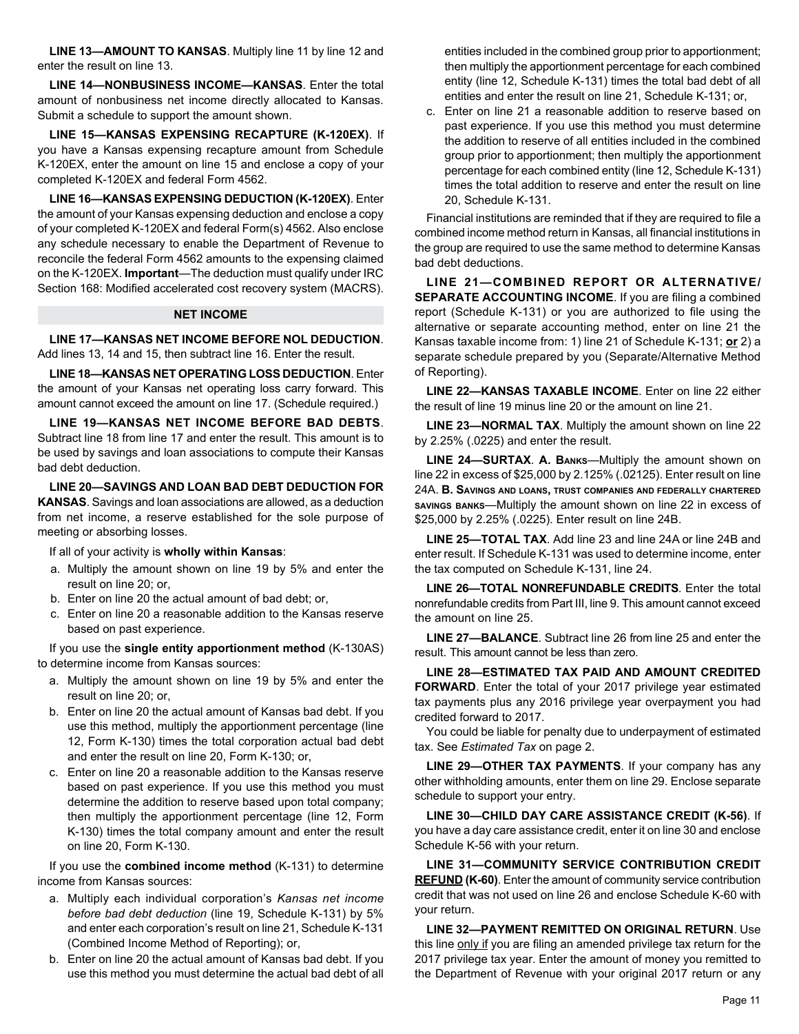**LINE 13—AMOUNT TO KANSAS**. Multiply line 11 by line 12 and enter the result on line 13.

**LINE 14—NONBUSINESS INCOME—KANSAS**. Enter the total amount of nonbusiness net income directly allocated to Kansas. Submit a schedule to support the amount shown.

**LINE 15—KANSAS EXPENSING RECAPTURE (K-120EX)**. If you have a Kansas expensing recapture amount from Schedule K-120EX, enter the amount on line 15 and enclose a copy of your completed K-120EX and federal Form 4562.

**LINE 16—KANSAS EXPENSING DEDUCTION (K-120EX)**. Enter the amount of your Kansas expensing deduction and enclose a copy of your completed K-120EX and federal Form(s) 4562. Also enclose any schedule necessary to enable the Department of Revenue to reconcile the federal Form 4562 amounts to the expensing claimed on the K-120EX. **Important**—The deduction must qualify under IRC Section 168: Modified accelerated cost recovery system (MACRS).

## NET INCOME

**LINE 17—KANSAS NET INCOME BEFORE NOL DEDUCTION**. Add lines 13, 14 and 15, then subtract line 16. Enter the result.

**LINE 18—KANSAS NET OPERATING LOSS DEDUCTION**. Enter the amount of your Kansas net operating loss carry forward. This amount cannot exceed the amount on line 17. (Schedule required.)

**LINE 19—KANSAS NET INCOME BEFORE BAD DEBTS**. Subtract line 18 from line 17 and enter the result. This amount is to be used by savings and loan associations to compute their Kansas bad debt deduction.

**LINE 20—SAVINGS AND LOAN BAD DEBT DEDUCTION FOR KANSAS**. Savings and loan associations are allowed, as a deduction from net income, a reserve established for the sole purpose of meeting or absorbing losses.

If all of your activity is **wholly within Kansas**:

a. Multiply the amount shown on line 19 by 5% and enter the result on line 20; or,
b. Enter on line 20 the actual amount of bad debt; or,
c. Enter on line 20 a reasonable addition to the Kansas reserve based on past experience.

If you use the **single entity apportionment method** (K-130AS) to determine income from Kansas sources:

a. Multiply the amount shown on line 19 by 5% and enter the result on line 20; or,
b. Enter on line 20 the actual amount of Kansas bad debt. If you use this method, multiply the apportionment percentage (line 12, Form K-130) times the total corporation actual bad debt and enter the result on line 20, Form K-130; or,
c. Enter on line 20 a reasonable addition to the Kansas reserve based on past experience. If you use this method you must determine the addition to reserve based upon total company; then multiply the apportionment percentage (line 12, Form K-130) times the total company amount and enter the result on line 20, Form K-130.

If you use the **combined income method** (K-131) to determine income from Kansas sources:

a. Multiply each individual corporation's *Kansas net income before bad debt deduction* (line 19, Schedule K-131) by 5% and enter each corporation's result on line 21, Schedule K-131 (Combined Income Method of Reporting); or,
b. Enter on line 20 the actual amount of Kansas bad debt. If you use this method you must determine the actual bad debt of all entities included in the combined group prior to apportionment; then multiply the apportionment percentage for each combined entity (line 12, Schedule K-131) times the total bad debt of all entities and enter the result on line 21, Schedule K-131; or,
c. Enter on line 21 a reasonable addition to reserve based on past experience. If you use this method you must determine the addition to reserve of all entities included in the combined group prior to apportionment; then multiply the apportionment percentage for each combined entity (line 12, Schedule K-131) times the total addition to reserve and enter the result on line 20, Schedule K-131.

Financial institutions are reminded that if they are required to file a combined income method return in Kansas, all financial institutions in the group are required to use the same method to determine Kansas bad debt deductions.

**LINE 21—COMBINED REPORT OR ALTERNATIVE/ SEPARATE ACCOUNTING INCOME**. If you are filing a combined report (Schedule K-131) or you are authorized to file using the alternative or separate accounting method, enter on line 21 the Kansas taxable income from: 1) line 21 of Schedule K-131; **or** 2) a separate schedule prepared by you (Separate/Alternative Method of Reporting).

**LINE 22—KANSAS TAXABLE INCOME**. Enter on line 22 either the result of line 19 minus line 20 or the amount on line 21.

**LINE 23—NORMAL TAX**. Multiply the amount shown on line 22 by 2.25% (.0225) and enter the result.

**LINE 24—SURTAX**. **A. BANKS**—Multiply the amount shown on line 22 in excess of $25,000 by 2.125% (.02125). Enter result on line 24A. **B. SAVINGS AND LOANS, TRUST COMPANIES AND FEDERALLY CHARTERED SAVINGS BANKS**—Multiply the amount shown on line 22 in excess of $25,000 by 2.25% (.0225). Enter result on line 24B.

**LINE 25—TOTAL TAX**. Add line 23 and line 24A or line 24B and enter result. If Schedule K-131 was used to determine income, enter the tax computed on Schedule K-131, line 24.

**LINE 26—TOTAL NONREFUNDABLE CREDITS**. Enter the total nonrefundable credits from Part III, line 9. This amount cannot exceed the amount on line 25.

**LINE 27—BALANCE**. Subtract line 26 from line 25 and enter the result. This amount cannot be less than zero.

**LINE 28—ESTIMATED TAX PAID AND AMOUNT CREDITED FORWARD**. Enter the total of your 2017 privilege year estimated tax payments plus any 2016 privilege year overpayment you had credited forward to 2017.

You could be liable for penalty due to underpayment of estimated tax. See *Estimated Tax* on page 2.

**LINE 29—OTHER TAX PAYMENTS**. If your company has any other withholding amounts, enter them on line 29. Enclose separate schedule to support your entry.

**LINE 30—CHILD DAY CARE ASSISTANCE CREDIT (K-56)**. If you have a day care assistance credit, enter it on line 30 and enclose Schedule K-56 with your return.

**LINE 31—COMMUNITY SERVICE CONTRIBUTION CREDIT REFUND (K-60)**. Enter the amount of community service contribution credit that was not used on line 26 and enclose Schedule K-60 with your return.

**LINE 32—PAYMENT REMITTED ON ORIGINAL RETURN**. Use this line only if you are filing an amended privilege tax return for the 2017 privilege tax year. Enter the amount of money you remitted to the Department of Revenue with your original 2017 return or any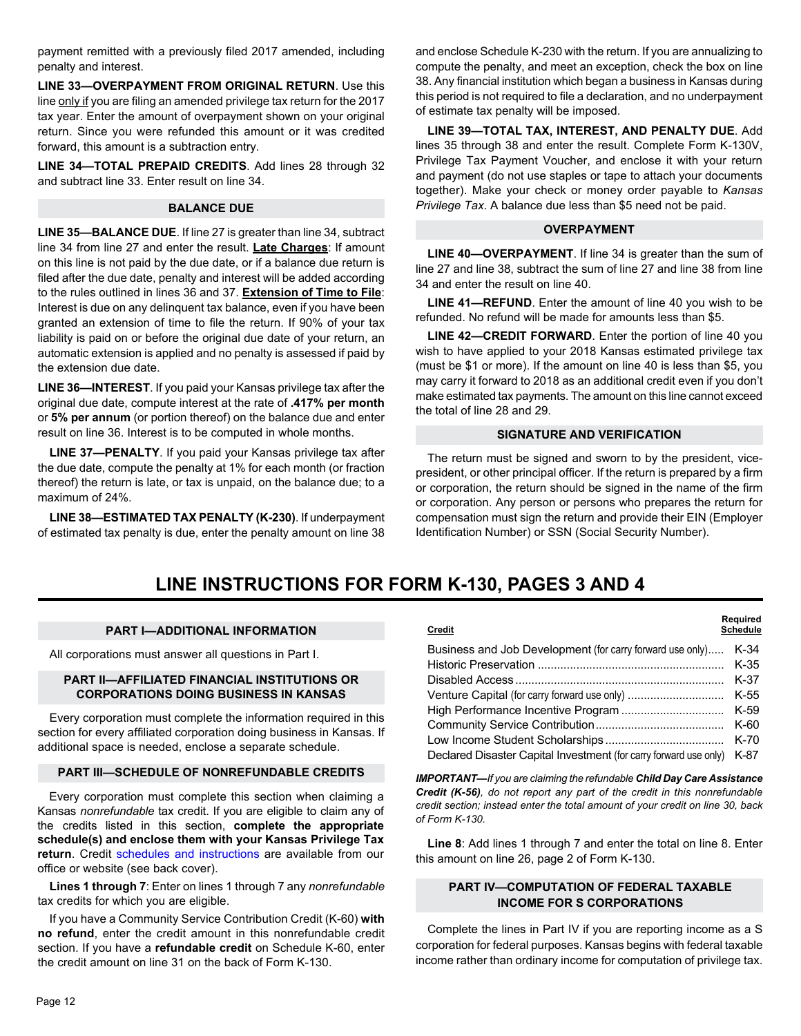payment remitted with a previously filed 2017 amended, including penalty and interest.

**LINE 33—OVERPAYMENT FROM ORIGINAL RETURN**. Use this line only if you are filing an amended privilege tax return for the 2017 tax year. Enter the amount of overpayment shown on your original return. Since you were refunded this amount or it was credited forward, this amount is a subtraction entry.

**LINE 34—TOTAL PREPAID CREDITS**. Add lines 28 through 32 and subtract line 33. Enter result on line 34.

### BALANCE DUE

**LINE 35—BALANCE DUE**. If line 27 is greater than line 34, subtract line 34 from line 27 and enter the result. **Late Charges**: If amount on this line is not paid by the due date, or if a balance due return is filed after the due date, penalty and interest will be added according to the rules outlined in lines 36 and 37. **Extension of Time to File**: Interest is due on any delinquent tax balance, even if you have been granted an extension of time to file the return. If 90% of your tax liability is paid on or before the original due date of your return, an automatic extension is applied and no penalty is assessed if paid by the extension due date.

**LINE 36—INTEREST**. If you paid your Kansas privilege tax after the original due date, compute interest at the rate of **.417% per month** or **5% per annum** (or portion thereof) on the balance due and enter result on line 36. Interest is to be computed in whole months.

**LINE 37—PENALTY**. If you paid your Kansas privilege tax after the due date, compute the penalty at 1% for each month (or fraction thereof) the return is late, or tax is unpaid, on the balance due; to a maximum of 24%.

**LINE 38—ESTIMATED TAX PENALTY (K-230)**. If underpayment of estimated tax penalty is due, enter the penalty amount on line 38 and enclose Schedule K-230 with the return. If you are annualizing to compute the penalty, and meet an exception, check the box on line 38. Any financial institution which began a business in Kansas during this period is not required to file a declaration, and no underpayment of estimate tax penalty will be imposed.

**LINE 39—TOTAL TAX, INTEREST, AND PENALTY DUE**. Add lines 35 through 38 and enter the result. Complete Form K-130V, Privilege Tax Payment Voucher, and enclose it with your return and payment (do not use staples or tape to attach your documents together). Make your check or money order payable to *Kansas Privilege Tax*. A balance due less than $5 need not be paid.

### OVERPAYMENT

**LINE 40—OVERPAYMENT**. If line 34 is greater than the sum of line 27 and line 38, subtract the sum of line 27 and line 38 from line 34 and enter the result on line 40.

**LINE 41—REFUND**. Enter the amount of line 40 you wish to be refunded. No refund will be made for amounts less than $5.

**LINE 42—CREDIT FORWARD**. Enter the portion of line 40 you wish to have applied to your 2018 Kansas estimated privilege tax (must be $1 or more). If the amount on line 40 is less than $5, you may carry it forward to 2018 as an additional credit even if you don't make estimated tax payments. The amount on this line cannot exceed the total of line 28 and 29.

### SIGNATURE AND VERIFICATION

The return must be signed and sworn to by the president, vice-president, or other principal officer. If the return is prepared by a firm or corporation, the return should be signed in the name of the firm or corporation. Any person or persons who prepares the return for compensation must sign the return and provide their EIN (Employer Identification Number) or SSN (Social Security Number).

# LINE INSTRUCTIONS FOR FORM K-130, PAGES 3 AND 4

### PART I—ADDITIONAL INFORMATION

All corporations must answer all questions in Part I.

### PART II—AFFILIATED FINANCIAL INSTITUTIONS OR CORPORATIONS DOING BUSINESS IN KANSAS

Every corporation must complete the information required in this section for every affiliated corporation doing business in Kansas. If additional space is needed, enclose a separate schedule.

### PART III—SCHEDULE OF NONREFUNDABLE CREDITS

Every corporation must complete this section when claiming a Kansas *nonrefundable* tax credit. If you are eligible to claim any of the credits listed in this section, **complete the appropriate schedule(s) and enclose them with your Kansas Privilege Tax return**. Credit schedules and instructions are available from our office or website (see back cover).

**Lines 1 through 7**: Enter on lines 1 through 7 any *nonrefundable* tax credits for which you are eligible.

If you have a Community Service Contribution Credit (K-60) **with no refund**, enter the credit amount in this nonrefundable credit section. If you have a **refundable credit** on Schedule K-60, enter the credit amount on line 31 on the back of Form K-130.

| Credit | Required Schedule |
|---|---|
| Business and Job Development (for carry forward use only) | K-34 |
| Historic Preservation | K-35 |
| Disabled Access | K-37 |
| Venture Capital (for carry forward use only) | K-55 |
| High Performance Incentive Program | K-59 |
| Community Service Contribution | K-60 |
| Low Income Student Scholarships | K-70 |
| Declared Disaster Capital Investment (for carry forward use only) | K-87 |

***IMPORTANT****—If you are claiming the refundable* ***Child Day Care Assistance Credit (K-56)****, do not report any part of the credit in this nonrefundable credit section; instead enter the total amount of your credit on line 30, back of Form K-130.*

**Line 8**: Add lines 1 through 7 and enter the total on line 8. Enter this amount on line 26, page 2 of Form K-130.

### PART IV—COMPUTATION OF FEDERAL TAXABLE INCOME FOR S CORPORATIONS

Complete the lines in Part IV if you are reporting income as a S corporation for federal purposes. Kansas begins with federal taxable income rather than ordinary income for computation of privilege tax.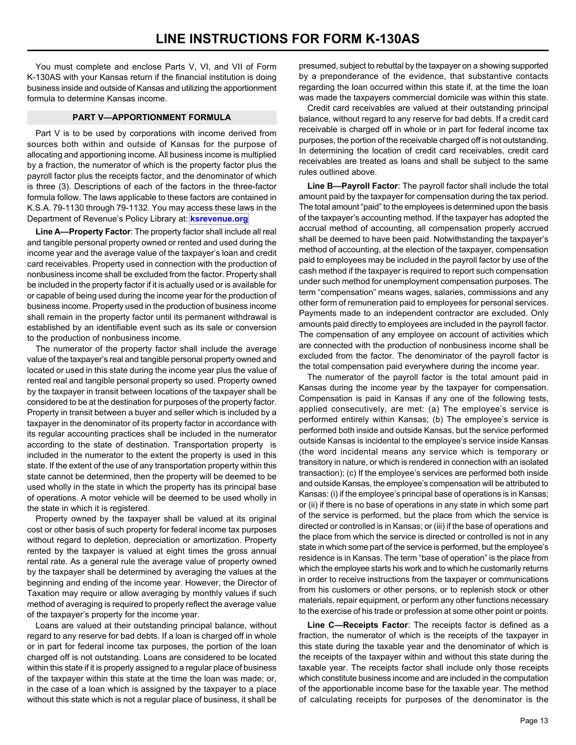# LINE INSTRUCTIONS FOR FORM K-130AS

You must complete and enclose Parts V, VI, and VII of Form K-130AS with your Kansas return if the financial institution is doing business inside and outside of Kansas and utilizing the apportionment formula to determine Kansas income.

## PART V—APPORTIONMENT FORMULA

Part V is to be used by corporations with income derived from sources both within and outside of Kansas for the purpose of allocating and apportioning income. All business income is multiplied by a fraction, the numerator of which is the property factor plus the payroll factor plus the receipts factor, and the denominator of which is three (3). Descriptions of each of the factors in the three-factor formula follow. The laws applicable to these factors are contained in K.S.A. 79-1130 through 79-1132. You may access these laws in the Department of Revenue's Policy Library at: **ksrevenue.org**

**Line A—Property Factor**: The property factor shall include all real and tangible personal property owned or rented and used during the income year and the average value of the taxpayer's loan and credit card receivables. Property used in connection with the production of nonbusiness income shall be excluded from the factor. Property shall be included in the property factor if it is actually used or is available for or capable of being used during the income year for the production of business income. Property used in the production of business income shall remain in the property factor until its permanent withdrawal is established by an identifiable event such as its sale or conversion to the production of nonbusiness income.

The numerator of the property factor shall include the average value of the taxpayer's real and tangible personal property owned and located or used in this state during the income year plus the value of rented real and tangible personal property so used. Property owned by the taxpayer in transit between locations of the taxpayer shall be considered to be at the destination for purposes of the property factor. Property in transit between a buyer and seller which is included by a taxpayer in the denominator of its property factor in accordance with its regular accounting practices shall be included in the numerator according to the state of destination. Transportation property is included in the numerator to the extent the property is used in this state. If the extent of the use of any transportation property within this state cannot be determined, then the property will be deemed to be used wholly in the state in which the property has its principal base of operations. A motor vehicle will be deemed to be used wholly in the state in which it is registered.

Property owned by the taxpayer shall be valued at its original cost or other basis of such property for federal income tax purposes without regard to depletion, depreciation or amortization. Property rented by the taxpayer is valued at eight times the gross annual rental rate. As a general rule the average value of property owned by the taxpayer shall be determined by averaging the values at the beginning and ending of the income year. However, the Director of Taxation may require or allow averaging by monthly values if such method of averaging is required to properly reflect the average value of the taxpayer's property for the income year.

Loans are valued at their outstanding principal balance, without regard to any reserve for bad debts. If a loan is charged off in whole or in part for federal income tax purposes, the portion of the loan charged off is not outstanding. Loans are considered to be located within this state if it is properly assigned to a regular place of business of the taxpayer within this state at the time the loan was made; or, in the case of a loan which is assigned by the taxpayer to a place without this state which is not a regular place of business, it shall be presumed, subject to rebuttal by the taxpayer on a showing supported by a preponderance of the evidence, that substantive contacts regarding the loan occurred within this state if, at the time the loan was made the taxpayers commercial domicile was within this state.

Credit card receivables are valued at their outstanding principal balance, without regard to any reserve for bad debts. If a credit card receivable is charged off in whole or in part for federal income tax purposes, the portion of the receivable charged off is not outstanding. In determining the location of credit card receivables, credit card receivables are treated as loans and shall be subject to the same rules outlined above.

**Line B—Payroll Factor**: The payroll factor shall include the total amount paid by the taxpayer for compensation during the tax period. The total amount "paid" to the employees is determined upon the basis of the taxpayer's accounting method. If the taxpayer has adopted the accrual method of accounting, all compensation properly accrued shall be deemed to have been paid. Notwithstanding the taxpayer's method of accounting, at the election of the taxpayer, compensation paid to employees may be included in the payroll factor by use of the cash method if the taxpayer is required to report such compensation under such method for unemployment compensation purposes. The term "compensation" means wages, salaries, commissions and any other form of remuneration paid to employees for personal services. Payments made to an independent contractor are excluded. Only amounts paid directly to employees are included in the payroll factor. The compensation of any employee on account of activities which are connected with the production of nonbusiness income shall be excluded from the factor. The denominator of the payroll factor is the total compensation paid everywhere during the income year.

The numerator of the payroll factor is the total amount paid in Kansas during the income year by the taxpayer for compensation. Compensation is paid in Kansas if any one of the following tests, applied consecutively, are met: (a) The employee's service is performed entirely within Kansas; (b) The employee's service is performed both inside and outside Kansas, but the service performed outside Kansas is incidental to the employee's service inside Kansas (the word incidental means any service which is temporary or transitory in nature, or which is rendered in connection with an isolated transaction); (c) If the employee's services are performed both inside and outside Kansas, the employee's compensation will be attributed to Kansas: (i) if the employee's principal base of operations is in Kansas; or (ii) if there is no base of operations in any state in which some part of the service is performed, but the place from which the service is directed or controlled is in Kansas; or (iii) if the base of operations and the place from which the service is directed or controlled is not in any state in which some part of the service is performed, but the employee's residence is in Kansas. The term "base of operation" is the place from which the employee starts his work and to which he customarily returns in order to receive instructions from the taxpayer or communications from his customers or other persons, or to replenish stock or other materials, repair equipment, or perform any other functions necessary to the exercise of his trade or profession at some other point or points.

**Line C—Receipts Factor**: The receipts factor is defined as a fraction, the numerator of which is the receipts of the taxpayer in this state during the taxable year and the denominator of which is the receipts of the taxpayer within and without this state during the taxable year. The receipts factor shall include only those receipts which constitute business income and are included in the computation of the apportionable income base for the taxable year. The method of calculating receipts for purposes of the denominator is the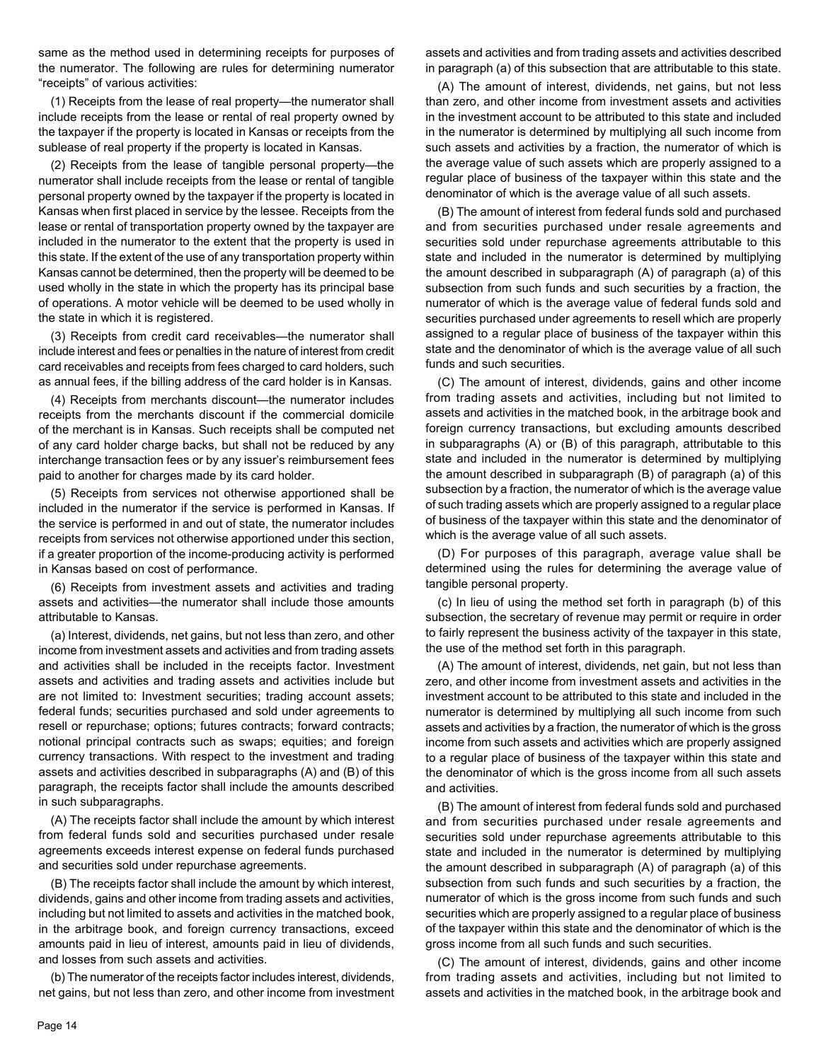same as the method used in determining receipts for purposes of the numerator. The following are rules for determining numerator "receipts" of various activities:

(1) Receipts from the lease of real property—the numerator shall include receipts from the lease or rental of real property owned by the taxpayer if the property is located in Kansas or receipts from the sublease of real property if the property is located in Kansas.

(2) Receipts from the lease of tangible personal property—the numerator shall include receipts from the lease or rental of tangible personal property owned by the taxpayer if the property is located in Kansas when first placed in service by the lessee. Receipts from the lease or rental of transportation property owned by the taxpayer are included in the numerator to the extent that the property is used in this state. If the extent of the use of any transportation property within Kansas cannot be determined, then the property will be deemed to be used wholly in the state in which the property has its principal base of operations. A motor vehicle will be deemed to be used wholly in the state in which it is registered.

(3) Receipts from credit card receivables—the numerator shall include interest and fees or penalties in the nature of interest from credit card receivables and receipts from fees charged to card holders, such as annual fees, if the billing address of the card holder is in Kansas.

(4) Receipts from merchants discount—the numerator includes receipts from the merchants discount if the commercial domicile of the merchant is in Kansas. Such receipts shall be computed net of any card holder charge backs, but shall not be reduced by any interchange transaction fees or by any issuer's reimbursement fees paid to another for charges made by its card holder.

(5) Receipts from services not otherwise apportioned shall be included in the numerator if the service is performed in Kansas. If the service is performed in and out of state, the numerator includes receipts from services not otherwise apportioned under this section, if a greater proportion of the income-producing activity is performed in Kansas based on cost of performance.

(6) Receipts from investment assets and activities and trading assets and activities—the numerator shall include those amounts attributable to Kansas.

(a) Interest, dividends, net gains, but not less than zero, and other income from investment assets and activities and from trading assets and activities shall be included in the receipts factor. Investment assets and activities and trading assets and activities include but are not limited to: Investment securities; trading account assets; federal funds; securities purchased and sold under agreements to resell or repurchase; options; futures contracts; forward contracts; notional principal contracts such as swaps; equities; and foreign currency transactions. With respect to the investment and trading assets and activities described in subparagraphs (A) and (B) of this paragraph, the receipts factor shall include the amounts described in such subparagraphs.

(A) The receipts factor shall include the amount by which interest from federal funds sold and securities purchased under resale agreements exceeds interest expense on federal funds purchased and securities sold under repurchase agreements.

(B) The receipts factor shall include the amount by which interest, dividends, gains and other income from trading assets and activities, including but not limited to assets and activities in the matched book, in the arbitrage book, and foreign currency transactions, exceed amounts paid in lieu of interest, amounts paid in lieu of dividends, and losses from such assets and activities.

(b) The numerator of the receipts factor includes interest, dividends, net gains, but not less than zero, and other income from investment assets and activities and from trading assets and activities described in paragraph (a) of this subsection that are attributable to this state.

(A) The amount of interest, dividends, net gains, but not less than zero, and other income from investment assets and activities in the investment account to be attributed to this state and included in the numerator is determined by multiplying all such income from such assets and activities by a fraction, the numerator of which is the average value of such assets which are properly assigned to a regular place of business of the taxpayer within this state and the denominator of which is the average value of all such assets.

(B) The amount of interest from federal funds sold and purchased and from securities purchased under resale agreements and securities sold under repurchase agreements attributable to this state and included in the numerator is determined by multiplying the amount described in subparagraph (A) of paragraph (a) of this subsection from such funds and such securities by a fraction, the numerator of which is the average value of federal funds sold and securities purchased under agreements to resell which are properly assigned to a regular place of business of the taxpayer within this state and the denominator of which is the average value of all such funds and such securities.

(C) The amount of interest, dividends, gains and other income from trading assets and activities, including but not limited to assets and activities in the matched book, in the arbitrage book and foreign currency transactions, but excluding amounts described in subparagraphs (A) or (B) of this paragraph, attributable to this state and included in the numerator is determined by multiplying the amount described in subparagraph (B) of paragraph (a) of this subsection by a fraction, the numerator of which is the average value of such trading assets which are properly assigned to a regular place of business of the taxpayer within this state and the denominator of which is the average value of all such assets.

(D) For purposes of this paragraph, average value shall be determined using the rules for determining the average value of tangible personal property.

(c) In lieu of using the method set forth in paragraph (b) of this subsection, the secretary of revenue may permit or require in order to fairly represent the business activity of the taxpayer in this state, the use of the method set forth in this paragraph.

(A) The amount of interest, dividends, net gain, but not less than zero, and other income from investment assets and activities in the investment account to be attributed to this state and included in the numerator is determined by multiplying all such income from such assets and activities by a fraction, the numerator of which is the gross income from such assets and activities which are properly assigned to a regular place of business of the taxpayer within this state and the denominator of which is the gross income from all such assets and activities.

(B) The amount of interest from federal funds sold and purchased and from securities purchased under resale agreements and securities sold under repurchase agreements attributable to this state and included in the numerator is determined by multiplying the amount described in subparagraph (A) of paragraph (a) of this subsection from such funds and such securities by a fraction, the numerator of which is the gross income from such funds and such securities which are properly assigned to a regular place of business of the taxpayer within this state and the denominator of which is the gross income from all such funds and such securities.

(C) The amount of interest, dividends, gains and other income from trading assets and activities, including but not limited to assets and activities in the matched book, in the arbitrage book and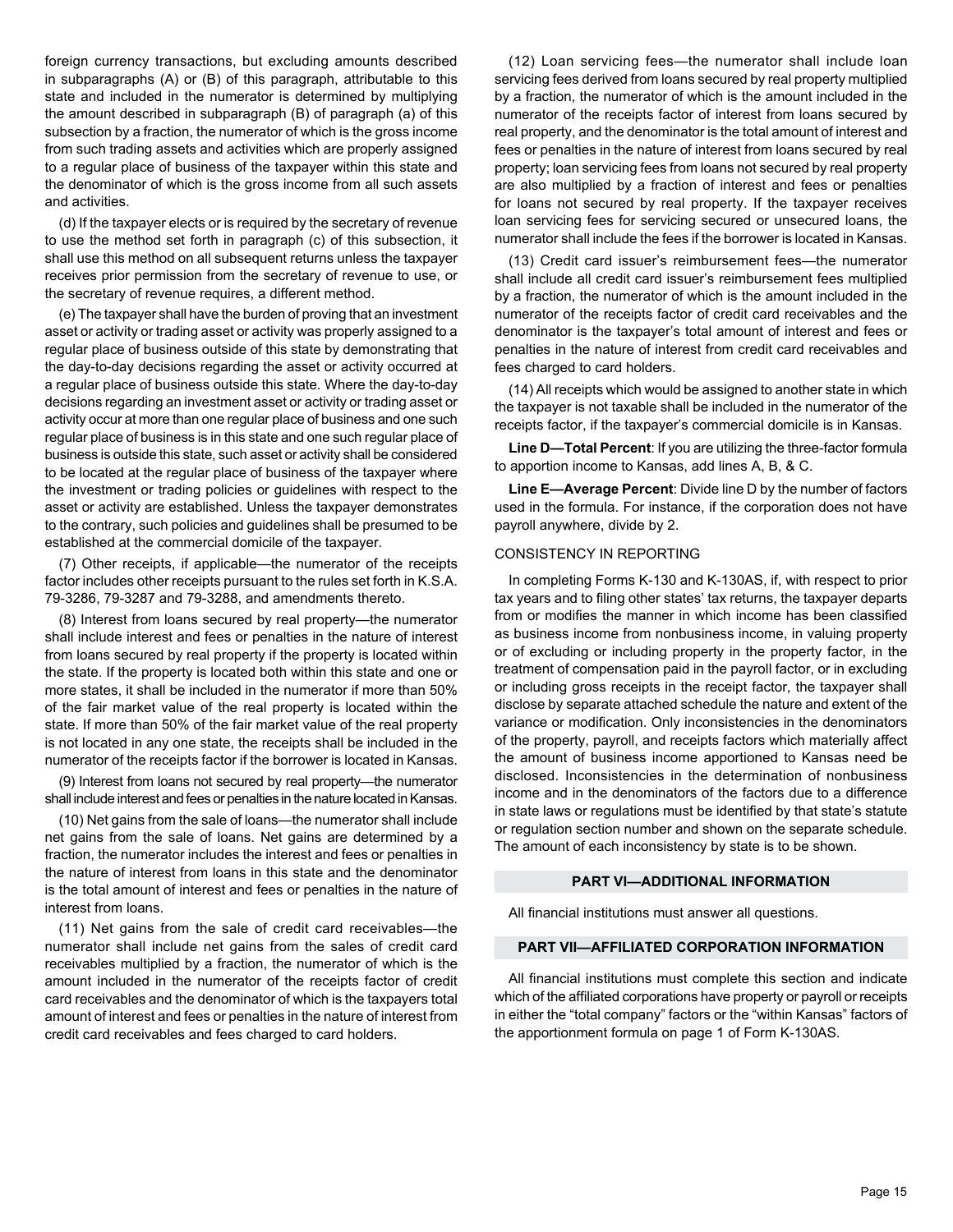foreign currency transactions, but excluding amounts described in subparagraphs (A) or (B) of this paragraph, attributable to this state and included in the numerator is determined by multiplying the amount described in subparagraph (B) of paragraph (a) of this subsection by a fraction, the numerator of which is the gross income from such trading assets and activities which are properly assigned to a regular place of business of the taxpayer within this state and the denominator of which is the gross income from all such assets and activities.

(d) If the taxpayer elects or is required by the secretary of revenue to use the method set forth in paragraph (c) of this subsection, it shall use this method on all subsequent returns unless the taxpayer receives prior permission from the secretary of revenue to use, or the secretary of revenue requires, a different method.

(e) The taxpayer shall have the burden of proving that an investment asset or activity or trading asset or activity was properly assigned to a regular place of business outside of this state by demonstrating that the day-to-day decisions regarding the asset or activity occurred at a regular place of business outside this state. Where the day-to-day decisions regarding an investment asset or activity or trading asset or activity occur at more than one regular place of business and one such regular place of business is in this state and one such regular place of business is outside this state, such asset or activity shall be considered to be located at the regular place of business of the taxpayer where the investment or trading policies or guidelines with respect to the asset or activity are established. Unless the taxpayer demonstrates to the contrary, such policies and guidelines shall be presumed to be established at the commercial domicile of the taxpayer.

(7) Other receipts, if applicable—the numerator of the receipts factor includes other receipts pursuant to the rules set forth in K.S.A. 79-3286, 79-3287 and 79-3288, and amendments thereto.

(8) Interest from loans secured by real property—the numerator shall include interest and fees or penalties in the nature of interest from loans secured by real property if the property is located within the state. If the property is located both within this state and one or more states, it shall be included in the numerator if more than 50% of the fair market value of the real property is located within the state. If more than 50% of the fair market value of the real property is not located in any one state, the receipts shall be included in the numerator of the receipts factor if the borrower is located in Kansas.

(9) Interest from loans not secured by real property—the numerator shall include interest and fees or penalties in the nature located in Kansas.

(10) Net gains from the sale of loans—the numerator shall include net gains from the sale of loans. Net gains are determined by a fraction, the numerator includes the interest and fees or penalties in the nature of interest from loans in this state and the denominator is the total amount of interest and fees or penalties in the nature of interest from loans.

(11) Net gains from the sale of credit card receivables—the numerator shall include net gains from the sales of credit card receivables multiplied by a fraction, the numerator of which is the amount included in the numerator of the receipts factor of credit card receivables and the denominator of which is the taxpayers total amount of interest and fees or penalties in the nature of interest from credit card receivables and fees charged to card holders.

(12) Loan servicing fees—the numerator shall include loan servicing fees derived from loans secured by real property multiplied by a fraction, the numerator of which is the amount included in the numerator of the receipts factor of interest from loans secured by real property, and the denominator is the total amount of interest and fees or penalties in the nature of interest from loans secured by real property; loan servicing fees from loans not secured by real property are also multiplied by a fraction of interest and fees or penalties for loans not secured by real property. If the taxpayer receives loan servicing fees for servicing secured or unsecured loans, the numerator shall include the fees if the borrower is located in Kansas.

(13) Credit card issuer's reimbursement fees—the numerator shall include all credit card issuer's reimbursement fees multiplied by a fraction, the numerator of which is the amount included in the numerator of the receipts factor of credit card receivables and the denominator is the taxpayer's total amount of interest and fees or penalties in the nature of interest from credit card receivables and fees charged to card holders.

(14) All receipts which would be assigned to another state in which the taxpayer is not taxable shall be included in the numerator of the receipts factor, if the taxpayer's commercial domicile is in Kansas.

**Line D—Total Percent**: If you are utilizing the three-factor formula to apportion income to Kansas, add lines A, B, & C.

**Line E—Average Percent**: Divide line D by the number of factors used in the formula. For instance, if the corporation does not have payroll anywhere, divide by 2.

CONSISTENCY IN REPORTING

In completing Forms K-130 and K-130AS, if, with respect to prior tax years and to filing other states' tax returns, the taxpayer departs from or modifies the manner in which income has been classified as business income from nonbusiness income, in valuing property or of excluding or including property in the property factor, in the treatment of compensation paid in the payroll factor, or in excluding or including gross receipts in the receipt factor, the taxpayer shall disclose by separate attached schedule the nature and extent of the variance or modification. Only inconsistencies in the denominators of the property, payroll, and receipts factors which materially affect the amount of business income apportioned to Kansas need be disclosed. Inconsistencies in the determination of nonbusiness income and in the denominators of the factors due to a difference in state laws or regulations must be identified by that state's statute or regulation section number and shown on the separate schedule. The amount of each inconsistency by state is to be shown.

## PART VI—ADDITIONAL INFORMATION

All financial institutions must answer all questions.

## PART VII—AFFILIATED CORPORATION INFORMATION

All financial institutions must complete this section and indicate which of the affiliated corporations have property or payroll or receipts in either the "total company" factors or the "within Kansas" factors of the apportionment formula on page 1 of Form K-130AS.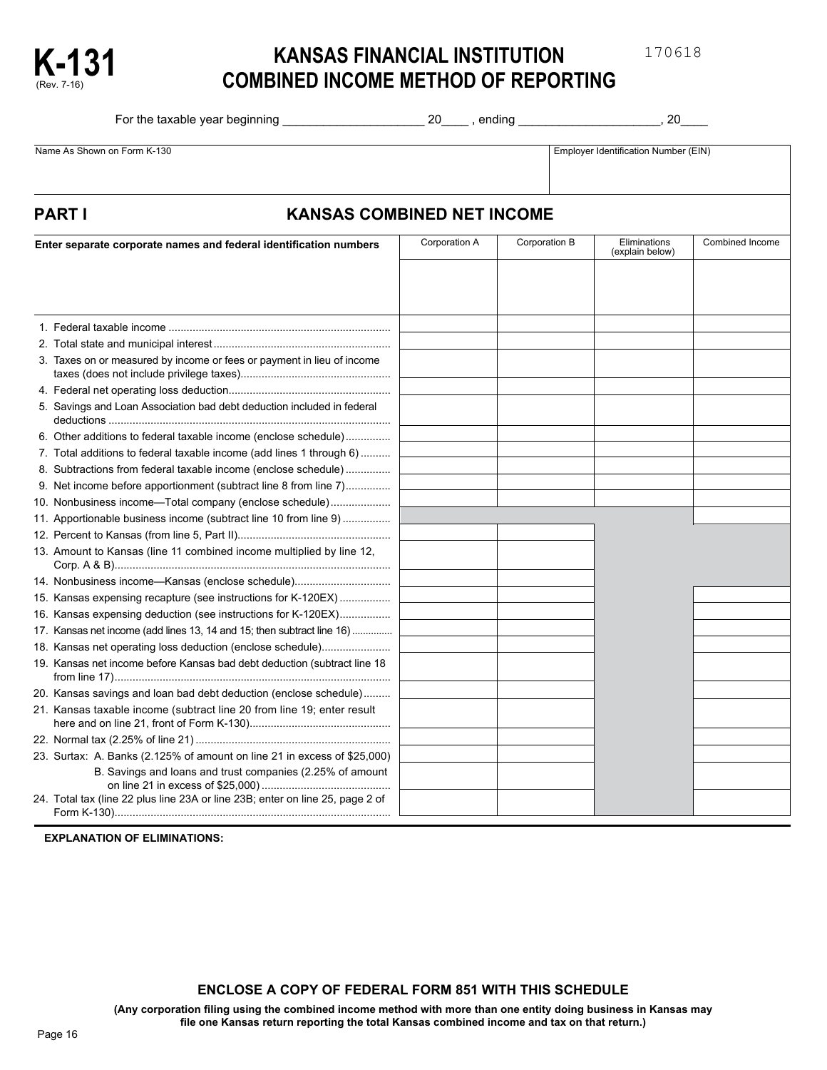# K-131

(Rev. 7-16)

## KANSAS FINANCIAL INSTITUTION COMBINED INCOME METHOD OF REPORTING

170618

For the taxable year beginning ____________________ 20____ , ending ____________________, 20____

| Name As Shown on Form K-130 | Employer Identification Number (EIN) |
|---|---|
| | |

## PART I KANSAS COMBINED NET INCOME

| Enter separate corporate names and federal identification numbers | Corporation A | Corporation B | Eliminations (explain below) | Combined Income |
|---|---|---|---|---|
| | | | | |
| 1. Federal taxable income | | | | |
| 2. Total state and municipal interest | | | | |
| 3. Taxes on or measured by income or fees or payment in lieu of income taxes (does not include privilege taxes) | | | | |
| 4. Federal net operating loss deduction | | | | |
| 5. Savings and Loan Association bad debt deduction included in federal deductions | | | | |
| 6. Other additions to federal taxable income (enclose schedule) | | | | |
| 7. Total additions to federal taxable income (add lines 1 through 6) | | | | |
| 8. Subtractions from federal taxable income (enclose schedule) | | | | |
| 9. Net income before apportionment (subtract line 8 from line 7) | | | | |
| 10. Nonbusiness income—Total company (enclose schedule) | | | | |
| 11. Apportionable business income (subtract line 10 from line 9) | | | | |
| 12. Percent to Kansas (from line 5, Part II) | | | | |
| 13. Amount to Kansas (line 11 combined income multiplied by line 12, Corp. A & B) | | | | |
| 14. Nonbusiness income—Kansas (enclose schedule) | | | | |
| 15. Kansas expensing recapture (see instructions for K-120EX) | | | | |
| 16. Kansas expensing deduction (see instructions for K-120EX) | | | | |
| 17. Kansas net income (add lines 13, 14 and 15; then subtract line 16) | | | | |
| 18. Kansas net operating loss deduction (enclose schedule) | | | | |
| 19. Kansas net income before Kansas bad debt deduction (subtract line 18 from line 17) | | | | |
| 20. Kansas savings and loan bad debt deduction (enclose schedule) | | | | |
| 21. Kansas taxable income (subtract line 20 from line 19; enter result here and on line 21, front of Form K-130) | | | | |
| 22. Normal tax (2.25% of line 21) | | | | |
| 23. Surtax: A. Banks (2.125% of amount on line 21 in excess of $25,000) | | | | |
| B. Savings and loans and trust companies (2.25% of amount on line 21 in excess of $25,000) | | | | |
| 24. Total tax (line 22 plus line 23A or line 23B; enter on line 25, page 2 of Form K-130) | | | | |

**EXPLANATION OF ELIMINATIONS:**

**ENCLOSE A COPY OF FEDERAL FORM 851 WITH THIS SCHEDULE**

**(Any corporation filing using the combined income method with more than one entity doing business in Kansas may file one Kansas return reporting the total Kansas combined income and tax on that return.)**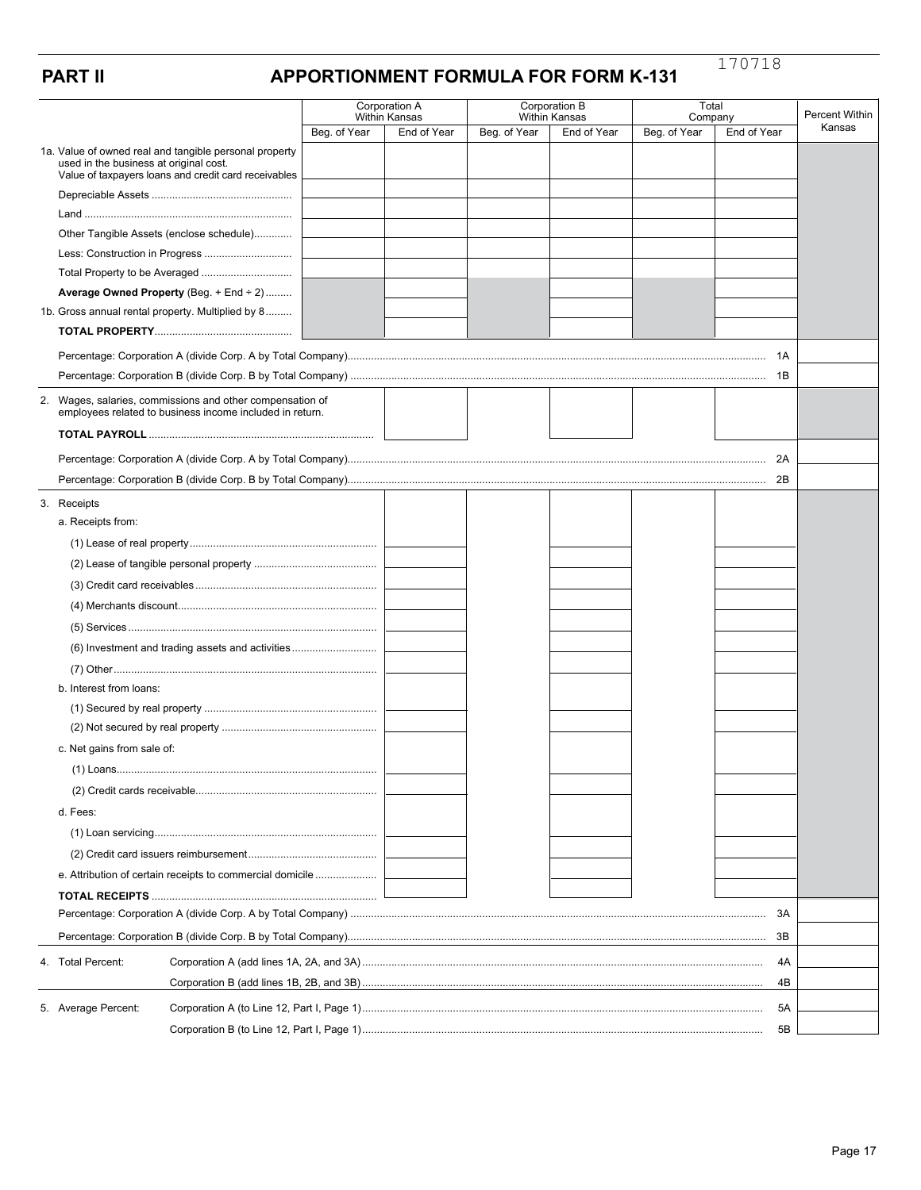170718

## PART II — APPORTIONMENT FORMULA FOR FORM K-131

| | Corporation A Within Kansas | | Corporation B Within Kansas | | Total Company | | Percent Within Kansas |
|---|---|---|---|---|---|---|---|
| | Beg. of Year | End of Year | Beg. of Year | End of Year | Beg. of Year | End of Year | |
| 1a. Value of owned real and tangible personal property used in the business at original cost. Value of taxpayers loans and credit card receivables | | | | | | | |
| Depreciable Assets | | | | | | | |
| Land | | | | | | | |
| Other Tangible Assets (enclose schedule) | | | | | | | |
| Less: Construction in Progress | | | | | | | |
| Total Property to be Averaged | | | | | | | |
| **Average Owned Property** (Beg. + End ÷ 2) | | | | | | | |
| 1b. Gross annual rental property. Multiplied by 8 | | | | | | | |
| **TOTAL PROPERTY** | | | | | | | |
| Percentage: Corporation A (divide Corp. A by Total Company) | | | | | | 1A | |
| Percentage: Corporation B (divide Corp. B by Total Company) | | | | | | 1B | |
| 2. Wages, salaries, commissions and other compensation of employees related to business income included in return. | | | | | | | |
| **TOTAL PAYROLL** | | | | | | | |
| Percentage: Corporation A (divide Corp. A by Total Company) | | | | | | 2A | |
| Percentage: Corporation B (divide Corp. B by Total Company) | | | | | | 2B | |
| 3. Receipts | | | | | | | |
| a. Receipts from: | | | | | | | |
| (1) Lease of real property | | | | | | | |
| (2) Lease of tangible personal property | | | | | | | |
| (3) Credit card receivables | | | | | | | |
| (4) Merchants discount | | | | | | | |
| (5) Services | | | | | | | |
| (6) Investment and trading assets and activities | | | | | | | |
| (7) Other | | | | | | | |
| b. Interest from loans: | | | | | | | |
| (1) Secured by real property | | | | | | | |
| (2) Not secured by real property | | | | | | | |
| c. Net gains from sale of: | | | | | | | |
| (1) Loans | | | | | | | |
| (2) Credit cards receivable | | | | | | | |
| d. Fees: | | | | | | | |
| (1) Loan servicing | | | | | | | |
| (2) Credit card issuers reimbursement | | | | | | | |
| e. Attribution of certain receipts to commercial domicile | | | | | | | |
| **TOTAL RECEIPTS** | | | | | | | |
| Percentage: Corporation A (divide Corp. A by Total Company) | | | | | | 3A | |
| Percentage: Corporation B (divide Corp. B by Total Company) | | | | | | 3B | |
| 4. Total Percent: Corporation A (add lines 1A, 2A, and 3A) | | | | | | 4A | |
| Corporation B (add lines 1B, 2B, and 3B) | | | | | | 4B | |
| 5. Average Percent: Corporation A (to Line 12, Part I, Page 1) | | | | | | 5A | |
| Corporation B (to Line 12, Part I, Page 1) | | | | | | 5B | |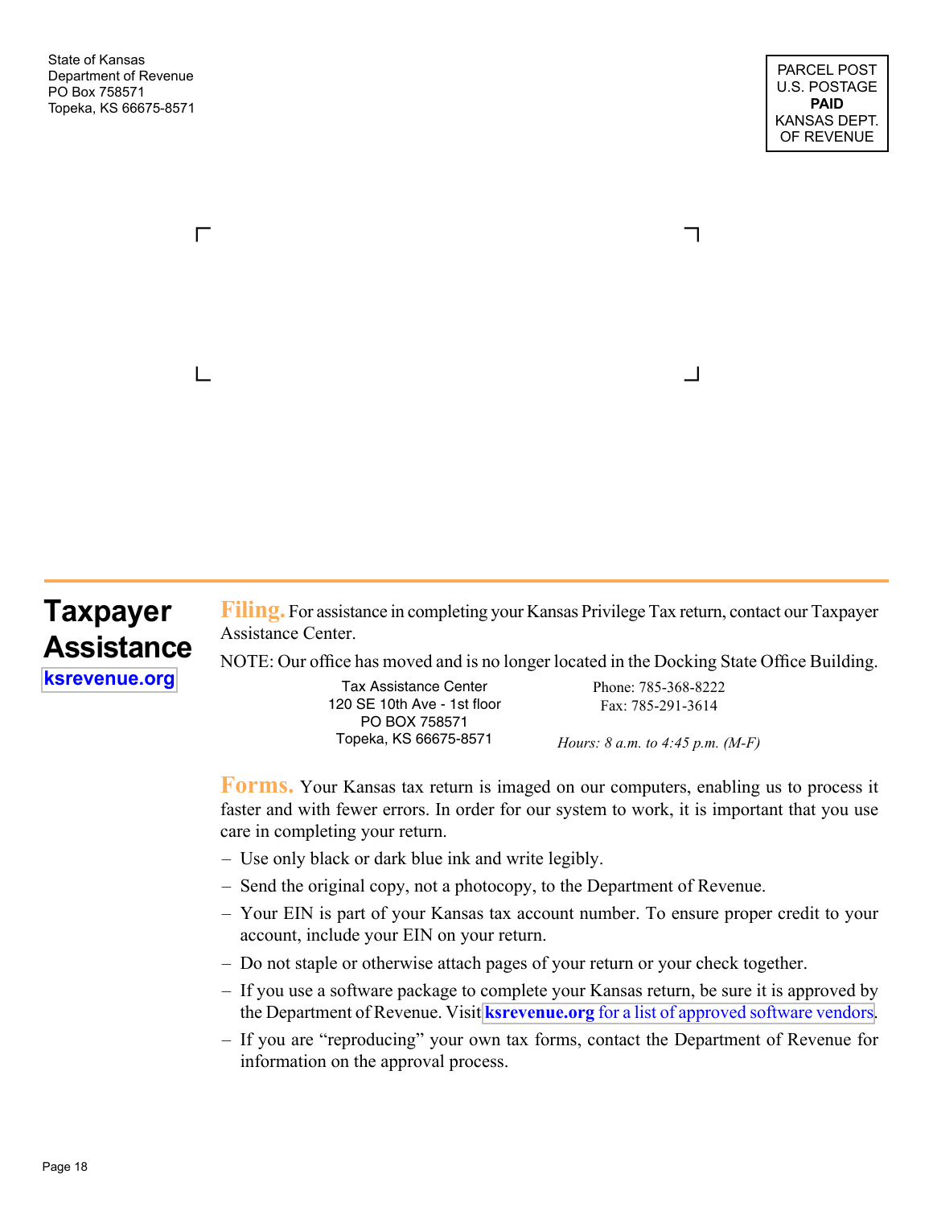State of Kansas
Department of Revenue
PO Box 758571
Topeka, KS 66675-8571

PARCEL POST
U.S. POSTAGE
**PAID**
KANSAS DEPT.
OF REVENUE

# Taxpayer Assistance

**ksrevenue.org**

**Filing.** For assistance in completing your Kansas Privilege Tax return, contact our Taxpayer Assistance Center.

NOTE: Our office has moved and is no longer located in the Docking State Office Building.

Tax Assistance Center
120 SE 10th Ave - 1st floor
PO BOX 758571
Topeka, KS 66675-8571

Phone: 785-368-8222
Fax: 785-291-3614

*Hours: 8 a.m. to 4:45 p.m. (M-F)*

**Forms.** Your Kansas tax return is imaged on our computers, enabling us to process it faster and with fewer errors. In order for our system to work, it is important that you use care in completing your return.

- Use only black or dark blue ink and write legibly.
- Send the original copy, not a photocopy, to the Department of Revenue.
- Your EIN is part of your Kansas tax account number. To ensure proper credit to your account, include your EIN on your return.
- Do not staple or otherwise attach pages of your return or your check together.
- If you use a software package to complete your Kansas return, be sure it is approved by the Department of Revenue. Visit **ksrevenue.org** for a list of approved software vendors.
- If you are "reproducing" your own tax forms, contact the Department of Revenue for information on the approval process.